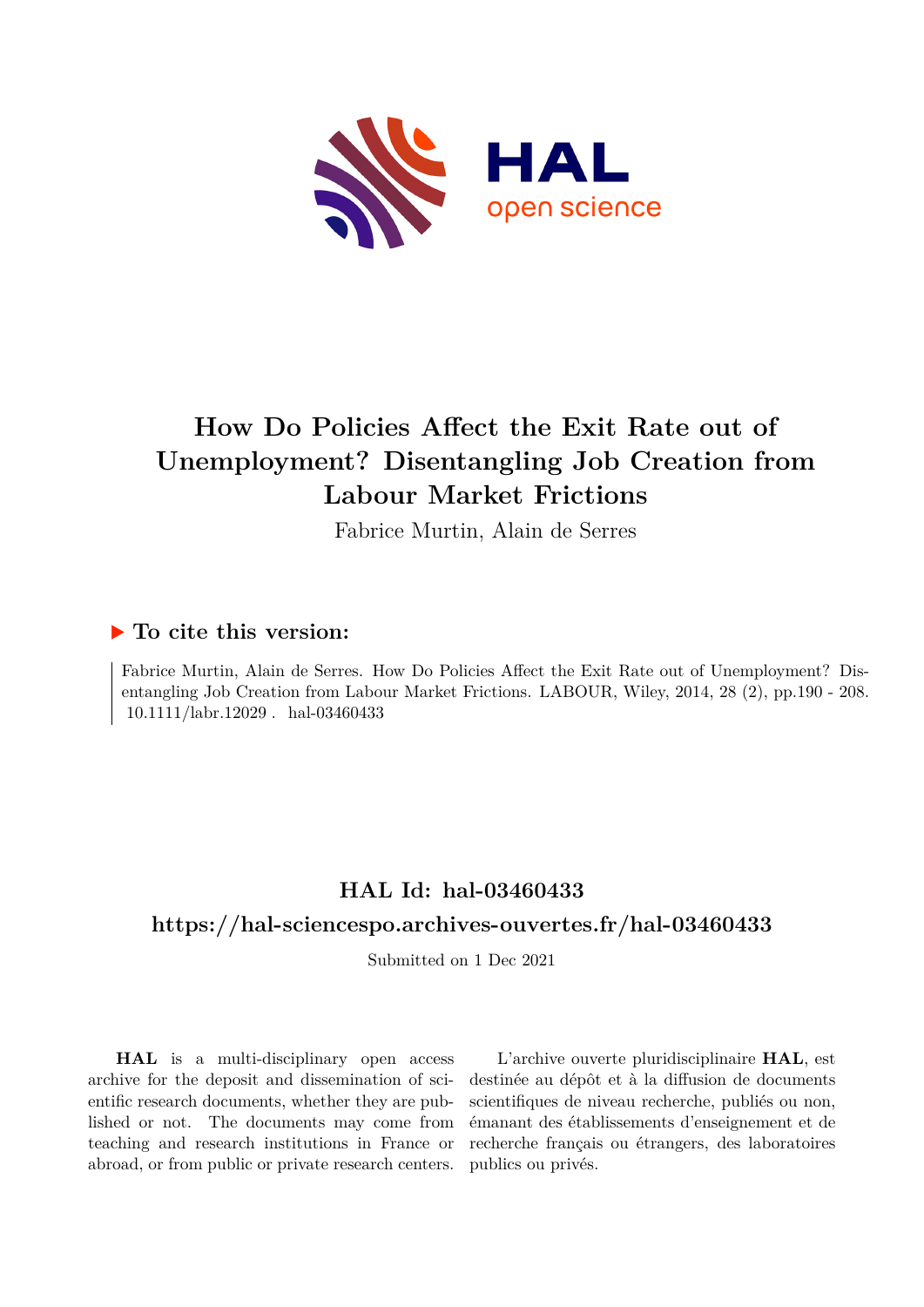# How Do Policies Affect the Exit Rate out of Unemployment? Disentangling Job Creation from Labour Market Frictions

Fabrice Murtin, Alain de Serres

## ▶ To cite this version:

Fabrice Murtin, Alain de Serres. How Do Policies Affect the Exit Rate out of Unemployment? Disentangling Job Creation from Labour Market Frictions. LABOUR, Wiley, 2014, 28 (2), pp.190 - 208. 10.1111/labr.12029 . hal-03460433

## HAL Id: hal-03460433

## https://hal-sciencespo.archives-ouvertes.fr/hal-03460433

Submitted on 1 Dec 2021

**HAL** is a multi-disciplinary open access archive for the deposit and dissemination of scientific research documents, whether they are published or not. The documents may come from teaching and research institutions in France or abroad, or from public or private research centers.

L'archive ouverte pluridisciplinaire **HAL**, est destinée au dépôt et à la diffusion de documents scientifiques de niveau recherche, publiés ou non, émanant des établissements d'enseignement et de recherche français ou étrangers, des laboratoires publics ou privés.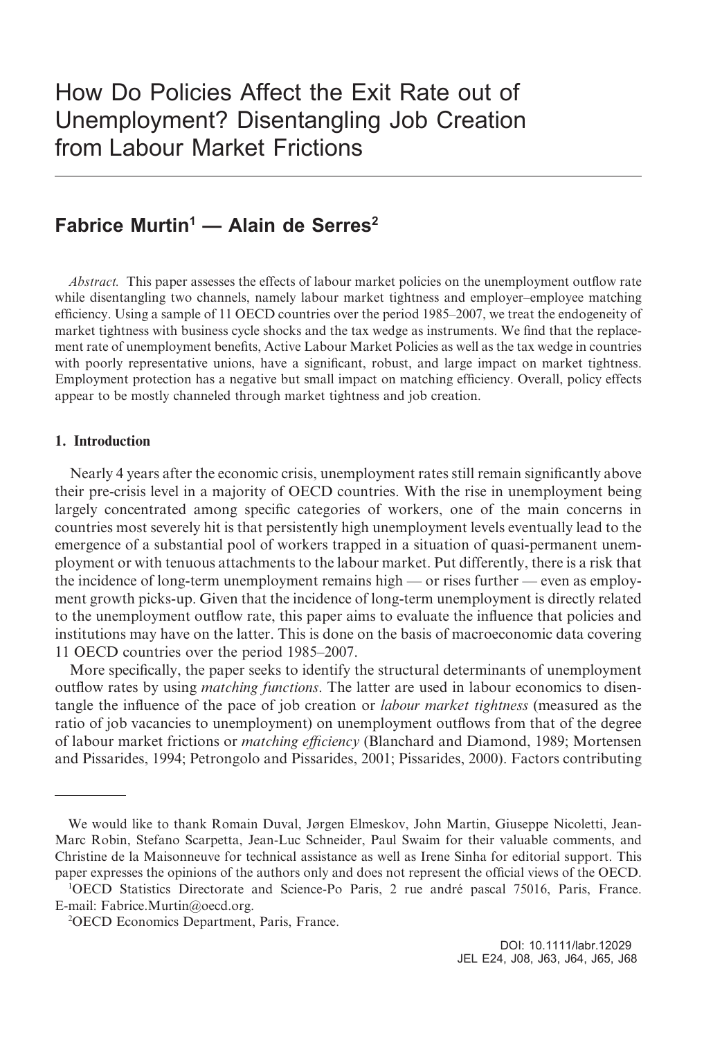# How Do Policies Affect the Exit Rate out of Unemployment? Disentangling Job Creation from Labour Market Frictions

## Fabrice Murtin[1] — Alain de Serres[2]

*Abstract.* This paper assesses the effects of labour market policies on the unemployment outflow rate while disentangling two channels, namely labour market tightness and employer–employee matching efficiency. Using a sample of 11 OECD countries over the period 1985–2007, we treat the endogeneity of market tightness with business cycle shocks and the tax wedge as instruments. We find that the replacement rate of unemployment benefits, Active Labour Market Policies as well as the tax wedge in countries with poorly representative unions, have a significant, robust, and large impact on market tightness. Employment protection has a negative but small impact on matching efficiency. Overall, policy effects appear to be mostly channeled through market tightness and job creation.

### 1. Introduction

Nearly 4 years after the economic crisis, unemployment rates still remain significantly above their pre-crisis level in a majority of OECD countries. With the rise in unemployment being largely concentrated among specific categories of workers, one of the main concerns in countries most severely hit is that persistently high unemployment levels eventually lead to the emergence of a substantial pool of workers trapped in a situation of quasi-permanent unemployment or with tenuous attachments to the labour market. Put differently, there is a risk that the incidence of long-term unemployment remains high — or rises further — even as employment growth picks-up. Given that the incidence of long-term unemployment is directly related to the unemployment outflow rate, this paper aims to evaluate the influence that policies and institutions may have on the latter. This is done on the basis of macroeconomic data covering 11 OECD countries over the period 1985–2007.

More specifically, the paper seeks to identify the structural determinants of unemployment outflow rates by using *matching functions*. The latter are used in labour economics to disentangle the influence of the pace of job creation or *labour market tightness* (measured as the ratio of job vacancies to unemployment) on unemployment outflows from that of the degree of labour market frictions or *matching efficiency* (Blanchard and Diamond, 1989; Mortensen and Pissarides, 1994; Petrongolo and Pissarides, 2001; Pissarides, 2000). Factors contributing

---

We would like to thank Romain Duval, Jørgen Elmeskov, John Martin, Giuseppe Nicoletti, Jean-Marc Robin, Stefano Scarpetta, Jean-Luc Schneider, Paul Swaim for their valuable comments, and Christine de la Maisonneuve for technical assistance as well as Irene Sinha for editorial support. This paper expresses the opinions of the authors only and does not represent the official views of the OECD.

[1]OECD Statistics Directorate and Science-Po Paris, 2 rue andré pascal 75016, Paris, France. E-mail: Fabrice.Murtin@oecd.org.

[2]OECD Economics Department, Paris, France.

DOI: 10.1111/labr.12029
JEL E24, J08, J63, J64, J65, J68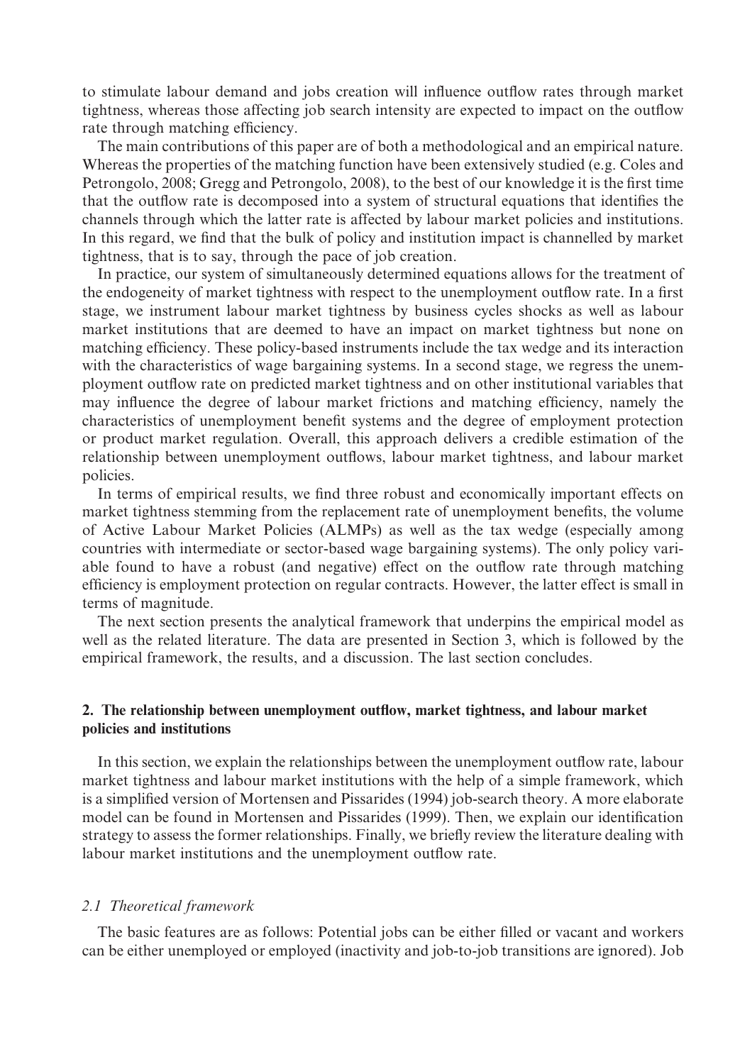to stimulate labour demand and jobs creation will influence outflow rates through market tightness, whereas those affecting job search intensity are expected to impact on the outflow rate through matching efficiency.

The main contributions of this paper are of both a methodological and an empirical nature. Whereas the properties of the matching function have been extensively studied (e.g. Coles and Petrongolo, 2008; Gregg and Petrongolo, 2008), to the best of our knowledge it is the first time that the outflow rate is decomposed into a system of structural equations that identifies the channels through which the latter rate is affected by labour market policies and institutions. In this regard, we find that the bulk of policy and institution impact is channelled by market tightness, that is to say, through the pace of job creation.

In practice, our system of simultaneously determined equations allows for the treatment of the endogeneity of market tightness with respect to the unemployment outflow rate. In a first stage, we instrument labour market tightness by business cycles shocks as well as labour market institutions that are deemed to have an impact on market tightness but none on matching efficiency. These policy-based instruments include the tax wedge and its interaction with the characteristics of wage bargaining systems. In a second stage, we regress the unemployment outflow rate on predicted market tightness and on other institutional variables that may influence the degree of labour market frictions and matching efficiency, namely the characteristics of unemployment benefit systems and the degree of employment protection or product market regulation. Overall, this approach delivers a credible estimation of the relationship between unemployment outflows, labour market tightness, and labour market policies.

In terms of empirical results, we find three robust and economically important effects on market tightness stemming from the replacement rate of unemployment benefits, the volume of Active Labour Market Policies (ALMPs) as well as the tax wedge (especially among countries with intermediate or sector-based wage bargaining systems). The only policy variable found to have a robust (and negative) effect on the outflow rate through matching efficiency is employment protection on regular contracts. However, the latter effect is small in terms of magnitude.

The next section presents the analytical framework that underpins the empirical model as well as the related literature. The data are presented in Section 3, which is followed by the empirical framework, the results, and a discussion. The last section concludes.

## 2. The relationship between unemployment outflow, market tightness, and labour market policies and institutions

In this section, we explain the relationships between the unemployment outflow rate, labour market tightness and labour market institutions with the help of a simple framework, which is a simplified version of Mortensen and Pissarides (1994) job-search theory. A more elaborate model can be found in Mortensen and Pissarides (1999). Then, we explain our identification strategy to assess the former relationships. Finally, we briefly review the literature dealing with labour market institutions and the unemployment outflow rate.

### *2.1 Theoretical framework*

The basic features are as follows: Potential jobs can be either filled or vacant and workers can be either unemployed or employed (inactivity and job-to-job transitions are ignored). Job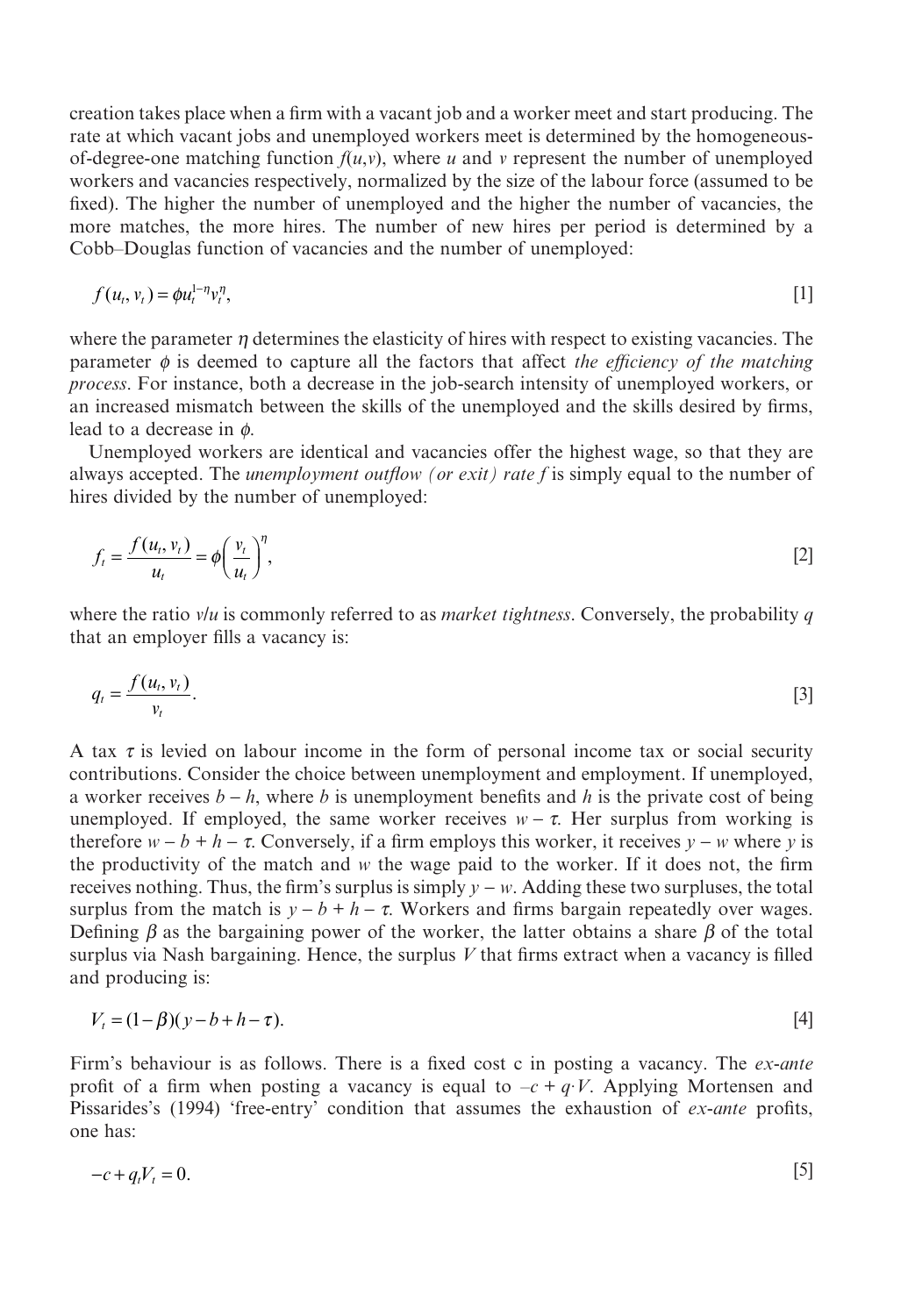creation takes place when a firm with a vacant job and a worker meet and start producing. The rate at which vacant jobs and unemployed workers meet is determined by the homogeneous-of-degree-one matching function $f(u,v)$, where $u$ and $v$ represent the number of unemployed workers and vacancies respectively, normalized by the size of the labour force (assumed to be fixed). The higher the number of unemployed and the higher the number of vacancies, the more matches, the more hires. The number of new hires per period is determined by a Cobb–Douglas function of vacancies and the number of unemployed:

$$f(u_t, v_t) = \phi u_t^{1-\eta} v_t^{\eta}, \tag{1}$$

where the parameter $\eta$ determines the elasticity of hires with respect to existing vacancies. The parameter $\phi$ is deemed to capture all the factors that affect *the efficiency of the matching process*. For instance, both a decrease in the job-search intensity of unemployed workers, or an increased mismatch between the skills of the unemployed and the skills desired by firms, lead to a decrease in $\phi$.

Unemployed workers are identical and vacancies offer the highest wage, so that they are always accepted. The *unemployment outflow (or exit) rate* $f$ is simply equal to the number of hires divided by the number of unemployed:

$$f_t = \frac{f(u_t, v_t)}{u_t} = \phi \left( \frac{v_t}{u_t} \right)^{\eta}, \tag{2}$$

where the ratio $v/u$ is commonly referred to as *market tightness*. Conversely, the probability $q$ that an employer fills a vacancy is:

$$q_t = \frac{f(u_t, v_t)}{v_t}. \tag{3}$$

A tax $\tau$ is levied on labour income in the form of personal income tax or social security contributions. Consider the choice between unemployment and employment. If unemployed, a worker receives $b - h$, where $b$ is unemployment benefits and $h$ is the private cost of being unemployed. If employed, the same worker receives $w - \tau$. Her surplus from working is therefore $w - b + h - \tau$. Conversely, if a firm employs this worker, it receives $y - w$ where $y$ is the productivity of the match and $w$ the wage paid to the worker. If it does not, the firm receives nothing. Thus, the firm's surplus is simply $y - w$. Adding these two surpluses, the total surplus from the match is $y - b + h - \tau$. Workers and firms bargain repeatedly over wages. Defining $\beta$ as the bargaining power of the worker, the latter obtains a share $\beta$ of the total surplus via Nash bargaining. Hence, the surplus $V$ that firms extract when a vacancy is filled and producing is:

$$V_t = (1 - \beta)(y - b + h - \tau). \tag{4}$$

Firm's behaviour is as follows. There is a fixed cost c in posting a vacancy. The *ex-ante* profit of a firm when posting a vacancy is equal to $-c + q \cdot V$. Applying Mortensen and Pissarides's (1994) 'free-entry' condition that assumes the exhaustion of *ex-ante* profits, one has:

$$-c + q_t V_t = 0. \tag{5}$$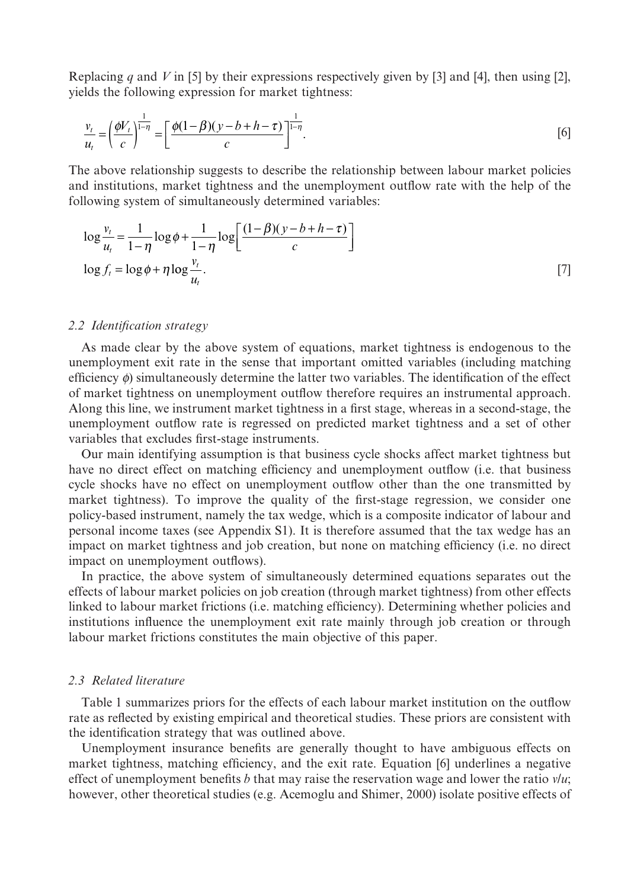Replacing $q$ and $V$ in [5] by their expressions respectively given by [3] and [4], then using [2], yields the following expression for market tightness:

$$\frac{v_t}{u_t} = \left(\frac{\phi V_t}{c}\right)^{\frac{1}{1-\eta}} = \left[\frac{\phi(1-\beta)(y-b+h-\tau)}{c}\right]^{\frac{1}{1-\eta}}. \tag{6}$$

The above relationship suggests to describe the relationship between labour market policies and institutions, market tightness and the unemployment outflow rate with the help of the following system of simultaneously determined variables:

$$\begin{aligned} \log\frac{v_t}{u_t} &= \frac{1}{1-\eta}\log\phi + \frac{1}{1-\eta}\log\left[\frac{(1-\beta)(y-b+h-\tau)}{c}\right] \\ \log f_t &= \log\phi + \eta\log\frac{v_t}{u_t}. \end{aligned} \tag{7}$$

### *2.2 Identification strategy*

As made clear by the above system of equations, market tightness is endogenous to the unemployment exit rate in the sense that important omitted variables (including matching efficiency $\phi$) simultaneously determine the latter two variables. The identification of the effect of market tightness on unemployment outflow therefore requires an instrumental approach. Along this line, we instrument market tightness in a first stage, whereas in a second-stage, the unemployment outflow rate is regressed on predicted market tightness and a set of other variables that excludes first-stage instruments.

Our main identifying assumption is that business cycle shocks affect market tightness but have no direct effect on matching efficiency and unemployment outflow (i.e. that business cycle shocks have no effect on unemployment outflow other than the one transmitted by market tightness). To improve the quality of the first-stage regression, we consider one policy-based instrument, namely the tax wedge, which is a composite indicator of labour and personal income taxes (see Appendix S1). It is therefore assumed that the tax wedge has an impact on market tightness and job creation, but none on matching efficiency (i.e. no direct impact on unemployment outflows).

In practice, the above system of simultaneously determined equations separates out the effects of labour market policies on job creation (through market tightness) from other effects linked to labour market frictions (i.e. matching efficiency). Determining whether policies and institutions influence the unemployment exit rate mainly through job creation or through labour market frictions constitutes the main objective of this paper.

### *2.3 Related literature*

Table 1 summarizes priors for the effects of each labour market institution on the outflow rate as reflected by existing empirical and theoretical studies. These priors are consistent with the identification strategy that was outlined above.

Unemployment insurance benefits are generally thought to have ambiguous effects on market tightness, matching efficiency, and the exit rate. Equation [6] underlines a negative effect of unemployment benefits $b$ that may raise the reservation wage and lower the ratio $v/u$; however, other theoretical studies (e.g. Acemoglu and Shimer, 2000) isolate positive effects of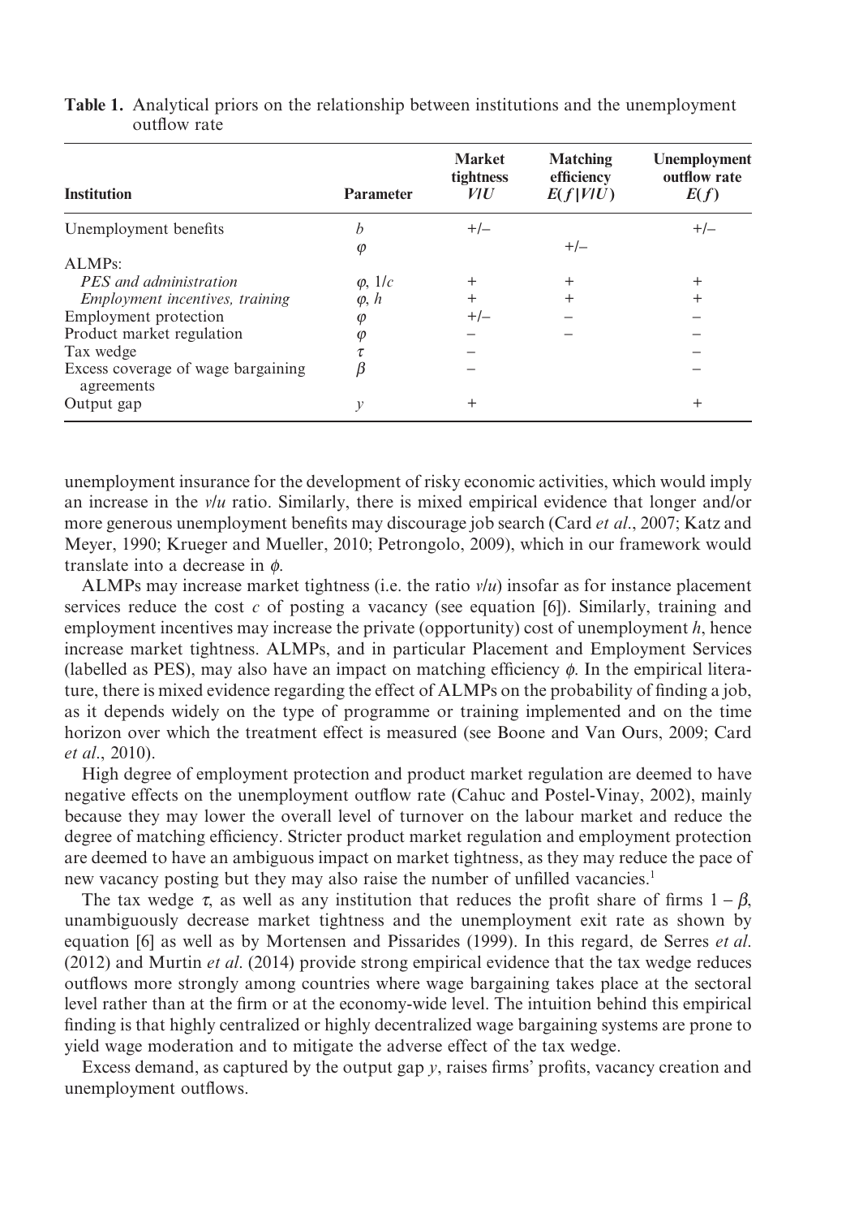**Table 1.** Analytical priors on the relationship between institutions and the unemployment outflow rate

| Institution | Parameter | Market tightness $V/U$ | Matching efficiency $E(f\,|\,V/U)$ | Unemployment outflow rate $E(f)$ |
|---|---|---|---|---|
| Unemployment benefits | $b$ | +/– | | +/– |
| | $\varphi$ | | +/– | |
| ALMPs: | | | | |
| *PES and administration* | $\varphi$, $1/c$ | + | + | + |
| *Employment incentives, training* | $\varphi$, $h$ | + | + | + |
| Employment protection | $\varphi$ | +/– | – | – |
| Product market regulation | $\varphi$ | – | – | – |
| Tax wedge | $\tau$ | – | | – |
| Excess coverage of wage bargaining agreements | $\beta$ | – | | – |
| Output gap | $y$ | + | | + |

unemployment insurance for the development of risky economic activities, which would imply an increase in the $v/u$ ratio. Similarly, there is mixed empirical evidence that longer and/or more generous unemployment benefits may discourage job search (Card *et al.*, 2007; Katz and Meyer, 1990; Krueger and Mueller, 2010; Petrongolo, 2009), which in our framework would translate into a decrease in $\phi$.

ALMPs may increase market tightness (i.e. the ratio $v/u$) insofar as for instance placement services reduce the cost $c$ of posting a vacancy (see equation [6]). Similarly, training and employment incentives may increase the private (opportunity) cost of unemployment $h$, hence increase market tightness. ALMPs, and in particular Placement and Employment Services (labelled as PES), may also have an impact on matching efficiency $\phi$. In the empirical literature, there is mixed evidence regarding the effect of ALMPs on the probability of finding a job, as it depends widely on the type of programme or training implemented and on the time horizon over which the treatment effect is measured (see Boone and Van Ours, 2009; Card *et al*., 2010).

High degree of employment protection and product market regulation are deemed to have negative effects on the unemployment outflow rate (Cahuc and Postel-Vinay, 2002), mainly because they may lower the overall level of turnover on the labour market and reduce the degree of matching efficiency. Stricter product market regulation and employment protection are deemed to have an ambiguous impact on market tightness, as they may reduce the pace of new vacancy posting but they may also raise the number of unfilled vacancies.[1]

The tax wedge $\tau$, as well as any institution that reduces the profit share of firms $1 - \beta$, unambiguously decrease market tightness and the unemployment exit rate as shown by equation [6] as well as by Mortensen and Pissarides (1999). In this regard, de Serres *et al*. (2012) and Murtin *et al*. (2014) provide strong empirical evidence that the tax wedge reduces outflows more strongly among countries where wage bargaining takes place at the sectoral level rather than at the firm or at the economy-wide level. The intuition behind this empirical finding is that highly centralized or highly decentralized wage bargaining systems are prone to yield wage moderation and to mitigate the adverse effect of the tax wedge.

Excess demand, as captured by the output gap $y$, raises firms' profits, vacancy creation and unemployment outflows.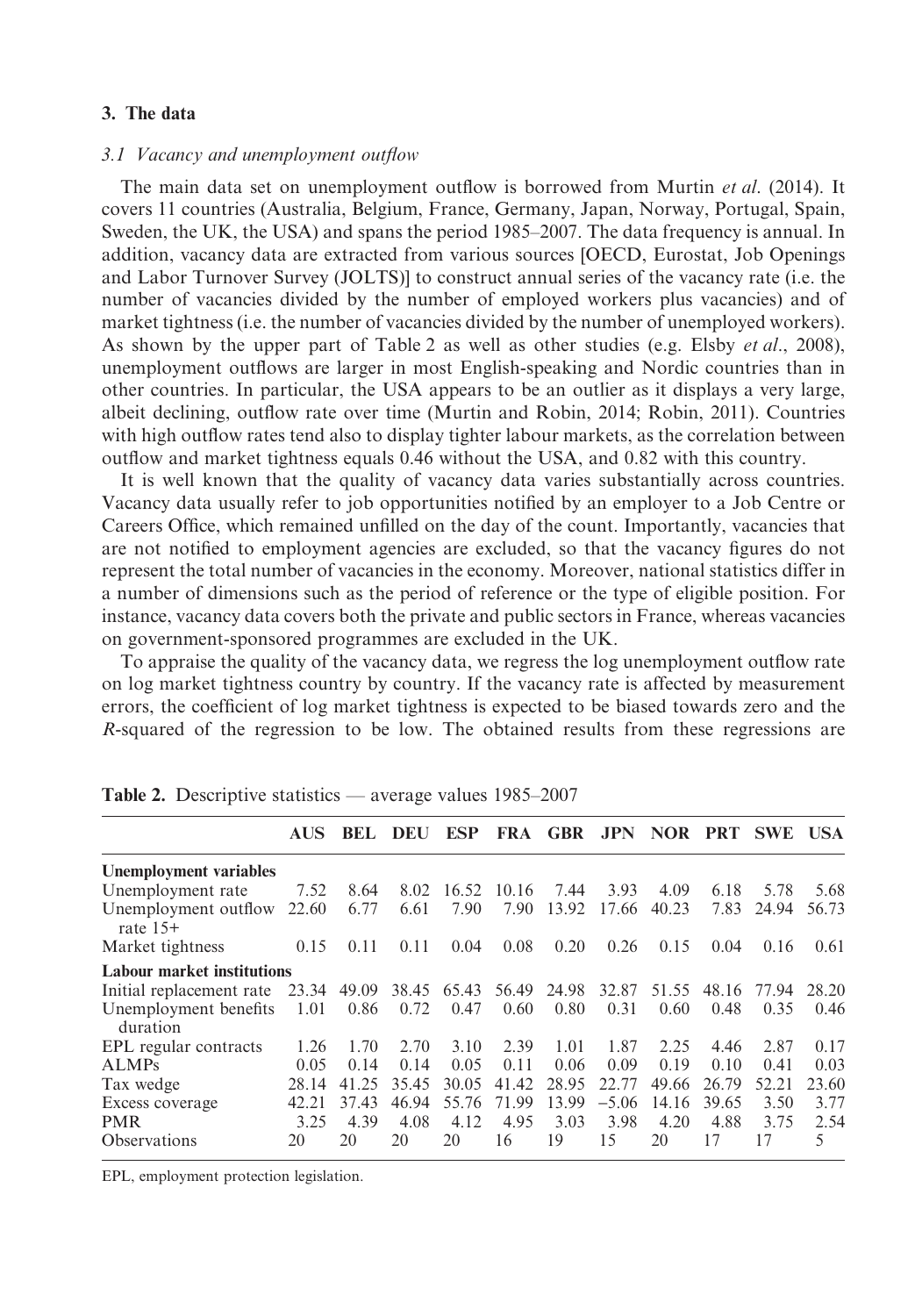## 3. The data

### 3.1 Vacancy and unemployment outflow

The main data set on unemployment outflow is borrowed from Murtin *et al.* (2014). It covers 11 countries (Australia, Belgium, France, Germany, Japan, Norway, Portugal, Spain, Sweden, the UK, the USA) and spans the period 1985–2007. The data frequency is annual. In addition, vacancy data are extracted from various sources [OECD, Eurostat, Job Openings and Labor Turnover Survey (JOLTS)] to construct annual series of the vacancy rate (i.e. the number of vacancies divided by the number of employed workers plus vacancies) and of market tightness (i.e. the number of vacancies divided by the number of unemployed workers). As shown by the upper part of Table 2 as well as other studies (e.g. Elsby *et al.*, 2008), unemployment outflows are larger in most English-speaking and Nordic countries than in other countries. In particular, the USA appears to be an outlier as it displays a very large, albeit declining, outflow rate over time (Murtin and Robin, 2014; Robin, 2011). Countries with high outflow rates tend also to display tighter labour markets, as the correlation between outflow and market tightness equals 0.46 without the USA, and 0.82 with this country.

It is well known that the quality of vacancy data varies substantially across countries. Vacancy data usually refer to job opportunities notified by an employer to a Job Centre or Careers Office, which remained unfilled on the day of the count. Importantly, vacancies that are not notified to employment agencies are excluded, so that the vacancy figures do not represent the total number of vacancies in the economy. Moreover, national statistics differ in a number of dimensions such as the period of reference or the type of eligible position. For instance, vacancy data covers both the private and public sectors in France, whereas vacancies on government-sponsored programmes are excluded in the UK.

To appraise the quality of the vacancy data, we regress the log unemployment outflow rate on log market tightness country by country. If the vacancy rate is affected by measurement errors, the coefficient of log market tightness is expected to be biased towards zero and the $R$-squared of the regression to be low. The obtained results from these regressions are

**Table 2.** Descriptive statistics — average values 1985–2007

| | AUS | BEL | DEU | ESP | FRA | GBR | JPN | NOR | PRT | SWE | USA |
|---|---|---|---|---|---|---|---|---|---|---|---|
| **Unemployment variables** | | | | | | | | | | | |
| Unemployment rate | 7.52 | 8.64 | 8.02 | 16.52 | 10.16 | 7.44 | 3.93 | 4.09 | 6.18 | 5.78 | 5.68 |
| Unemployment outflow rate 15+ | 22.60 | 6.77 | 6.61 | 7.90 | 7.90 | 13.92 | 17.66 | 40.23 | 7.83 | 24.94 | 56.73 |
| Market tightness | 0.15 | 0.11 | 0.11 | 0.04 | 0.08 | 0.20 | 0.26 | 0.15 | 0.04 | 0.16 | 0.61 |
| **Labour market institutions** | | | | | | | | | | | |
| Initial replacement rate | 23.34 | 49.09 | 38.45 | 65.43 | 56.49 | 24.98 | 32.87 | 51.55 | 48.16 | 77.94 | 28.20 |
| Unemployment benefits duration | 1.01 | 0.86 | 0.72 | 0.47 | 0.60 | 0.80 | 0.31 | 0.60 | 0.48 | 0.35 | 0.46 |
| EPL regular contracts | 1.26 | 1.70 | 2.70 | 3.10 | 2.39 | 1.01 | 1.87 | 2.25 | 4.46 | 2.87 | 0.17 |
| ALMPs | 0.05 | 0.14 | 0.14 | 0.05 | 0.11 | 0.06 | 0.09 | 0.19 | 0.10 | 0.41 | 0.03 |
| Tax wedge | 28.14 | 41.25 | 35.45 | 30.05 | 41.42 | 28.95 | 22.77 | 49.66 | 26.79 | 52.21 | 23.60 |
| Excess coverage | 42.21 | 37.43 | 46.94 | 55.76 | 71.99 | 13.99 | −5.06 | 14.16 | 39.65 | 3.50 | 3.77 |
| PMR | 3.25 | 4.39 | 4.08 | 4.12 | 4.95 | 3.03 | 3.98 | 4.20 | 4.88 | 3.75 | 2.54 |
| Observations | 20 | 20 | 20 | 20 | 16 | 19 | 15 | 20 | 17 | 17 | 5 |

EPL, employment protection legislation.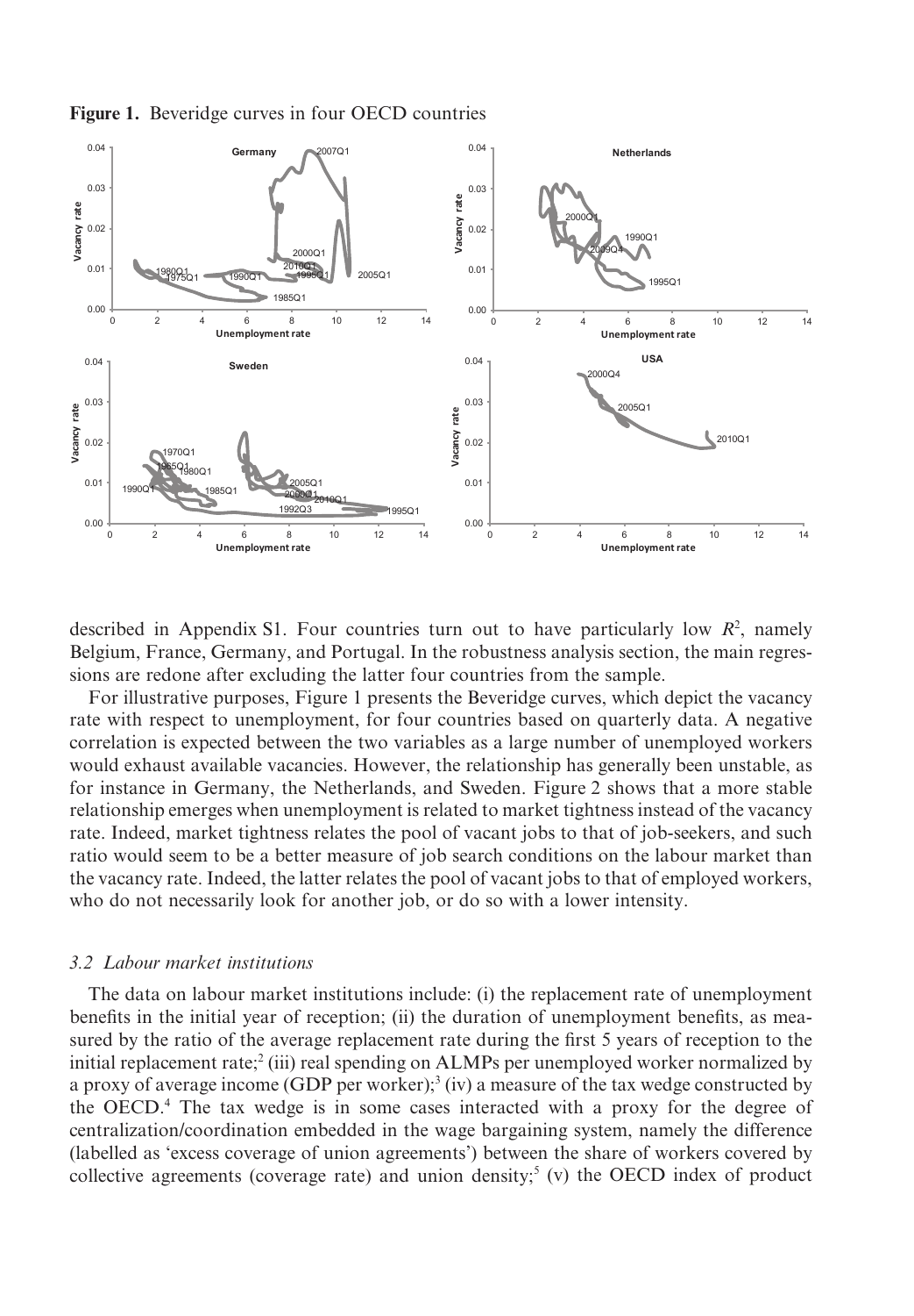**Figure 1.** Beveridge curves in four OECD countries

described in Appendix S1. Four countries turn out to have particularly low $R^2$, namely Belgium, France, Germany, and Portugal. In the robustness analysis section, the main regressions are redone after excluding the latter four countries from the sample.

For illustrative purposes, Figure 1 presents the Beveridge curves, which depict the vacancy rate with respect to unemployment, for four countries based on quarterly data. A negative correlation is expected between the two variables as a large number of unemployed workers would exhaust available vacancies. However, the relationship has generally been unstable, as for instance in Germany, the Netherlands, and Sweden. Figure 2 shows that a more stable relationship emerges when unemployment is related to market tightness instead of the vacancy rate. Indeed, market tightness relates the pool of vacant jobs to that of job-seekers, and such ratio would seem to be a better measure of job search conditions on the labour market than the vacancy rate. Indeed, the latter relates the pool of vacant jobs to that of employed workers, who do not necessarily look for another job, or do so with a lower intensity.

### *3.2 Labour market institutions*

The data on labour market institutions include: (i) the replacement rate of unemployment benefits in the initial year of reception; (ii) the duration of unemployment benefits, as measured by the ratio of the average replacement rate during the first 5 years of reception to the initial replacement rate;[2] (iii) real spending on ALMPs per unemployed worker normalized by a proxy of average income (GDP per worker);[3] (iv) a measure of the tax wedge constructed by the OECD.[4] The tax wedge is in some cases interacted with a proxy for the degree of centralization/coordination embedded in the wage bargaining system, namely the difference (labelled as 'excess coverage of union agreements') between the share of workers covered by collective agreements (coverage rate) and union density;[5] (v) the OECD index of product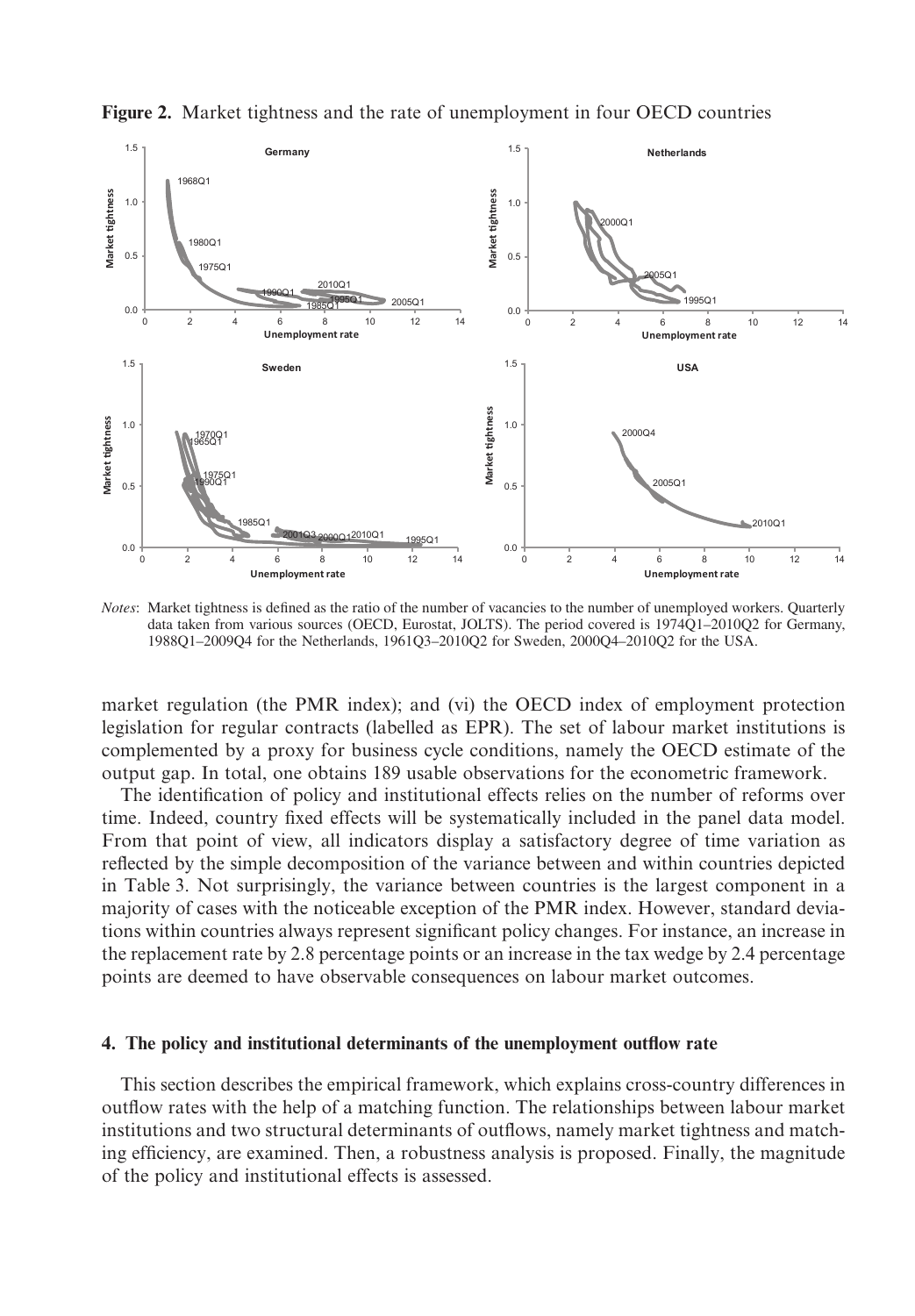**Figure 2.** Market tightness and the rate of unemployment in four OECD countries

*Notes*: Market tightness is defined as the ratio of the number of vacancies to the number of unemployed workers. Quarterly data taken from various sources (OECD, Eurostat, JOLTS). The period covered is 1974Q1–2010Q2 for Germany, 1988Q1–2009Q4 for the Netherlands, 1961Q3–2010Q2 for Sweden, 2000Q4–2010Q2 for the USA.

market regulation (the PMR index); and (vi) the OECD index of employment protection legislation for regular contracts (labelled as EPR). The set of labour market institutions is complemented by a proxy for business cycle conditions, namely the OECD estimate of the output gap. In total, one obtains 189 usable observations for the econometric framework.

The identification of policy and institutional effects relies on the number of reforms over time. Indeed, country fixed effects will be systematically included in the panel data model. From that point of view, all indicators display a satisfactory degree of time variation as reflected by the simple decomposition of the variance between and within countries depicted in Table 3. Not surprisingly, the variance between countries is the largest component in a majority of cases with the noticeable exception of the PMR index. However, standard deviations within countries always represent significant policy changes. For instance, an increase in the replacement rate by 2.8 percentage points or an increase in the tax wedge by 2.4 percentage points are deemed to have observable consequences on labour market outcomes.

#### 4. The policy and institutional determinants of the unemployment outflow rate

This section describes the empirical framework, which explains cross-country differences in outflow rates with the help of a matching function. The relationships between labour market institutions and two structural determinants of outflows, namely market tightness and matching efficiency, are examined. Then, a robustness analysis is proposed. Finally, the magnitude of the policy and institutional effects is assessed.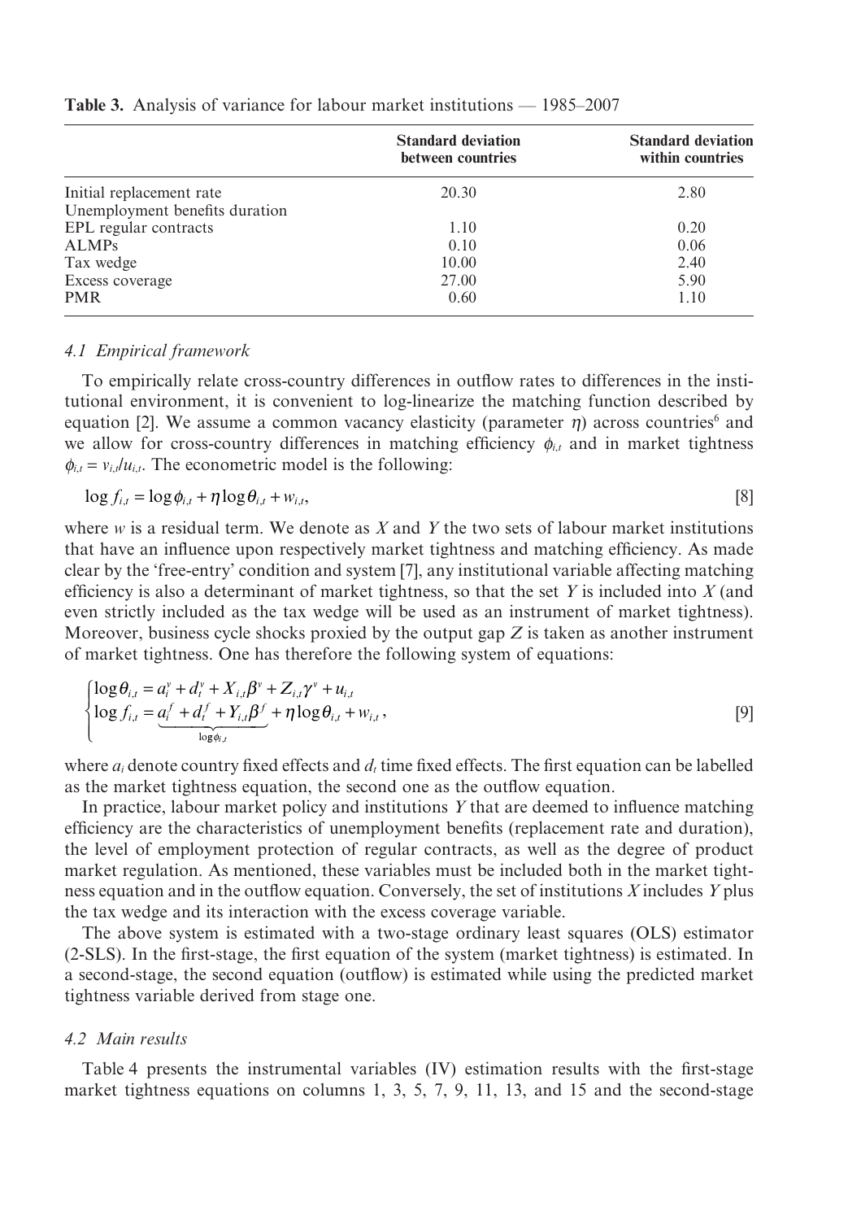**Table 3.** Analysis of variance for labour market institutions — 1985–2007

| | Standard deviation between countries | Standard deviation within countries |
|---|---|---|
| Initial replacement rate | 20.30 | 2.80 |
| Unemployment benefits duration | | |
| EPL regular contracts | 1.10 | 0.20 |
| ALMPs | 0.10 | 0.06 |
| Tax wedge | 10.00 | 2.40 |
| Excess coverage | 27.00 | 5.90 |
| PMR | 0.60 | 1.10 |

### *4.1 Empirical framework*

To empirically relate cross-country differences in outflow rates to differences in the institutional environment, it is convenient to log-linearize the matching function described by equation [2]. We assume a common vacancy elasticity (parameter $\eta$) across countries[6] and we allow for cross-country differences in matching efficiency $\phi_{i,t}$ and in market tightness $\phi_{i,t} = v_{i,t}/u_{i,t}$. The econometric model is the following:

$$\log f_{i,t} = \log \phi_{i,t} + \eta \log \theta_{i,t} + w_{i,t}, \qquad [8]$$

where $w$ is a residual term. We denote as $X$ and $Y$ the two sets of labour market institutions that have an influence upon respectively market tightness and matching efficiency. As made clear by the 'free-entry' condition and system [7], any institutional variable affecting matching efficiency is also a determinant of market tightness, so that the set $Y$ is included into $X$ (and even strictly included as the tax wedge will be used as an instrument of market tightness). Moreover, business cycle shocks proxied by the output gap $Z$ is taken as another instrument of market tightness. One has therefore the following system of equations:

$$\begin{cases} \log \theta_{i,t} = a_i^v + d_t^v + X_{i,t}\beta^v + Z_{i,t}\gamma^v + u_{i,t} \\ \log f_{i,t} = \underbrace{a_i^f + d_t^f + Y_{i,t}\beta^f}_{\log \phi_{i,t}} + \eta \log \theta_{i,t} + w_{i,t}, \end{cases} \qquad [9]$$

where $a_i$ denote country fixed effects and $d_t$ time fixed effects. The first equation can be labelled as the market tightness equation, the second one as the outflow equation.

In practice, labour market policy and institutions $Y$ that are deemed to influence matching efficiency are the characteristics of unemployment benefits (replacement rate and duration), the level of employment protection of regular contracts, as well as the degree of product market regulation. As mentioned, these variables must be included both in the market tightness equation and in the outflow equation. Conversely, the set of institutions $X$ includes $Y$ plus the tax wedge and its interaction with the excess coverage variable.

The above system is estimated with a two-stage ordinary least squares (OLS) estimator (2-SLS). In the first-stage, the first equation of the system (market tightness) is estimated. In a second-stage, the second equation (outflow) is estimated while using the predicted market tightness variable derived from stage one.

### *4.2 Main results*

Table 4 presents the instrumental variables (IV) estimation results with the first-stage market tightness equations on columns 1, 3, 5, 7, 9, 11, 13, and 15 and the second-stage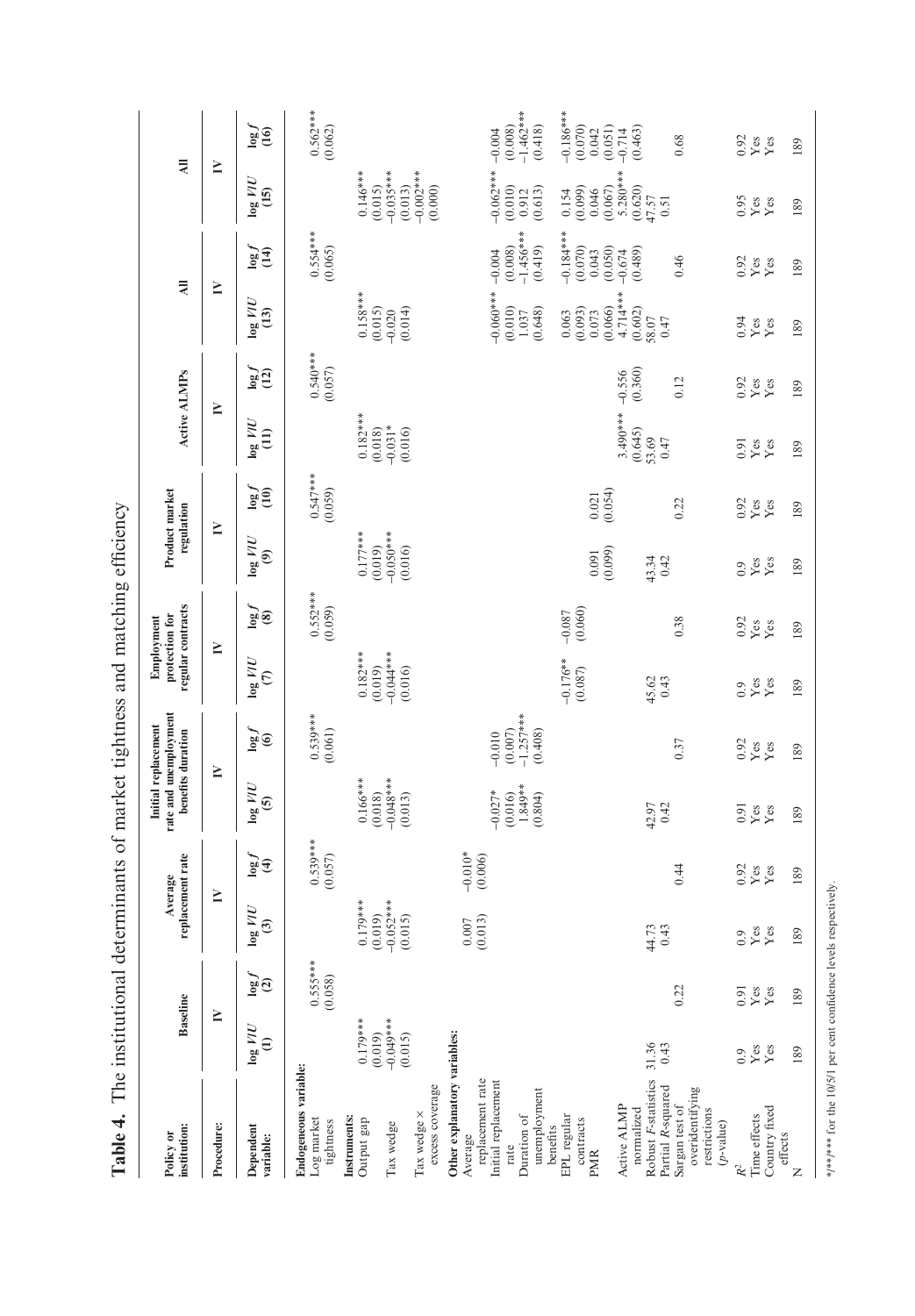**Table 4.** The institutional determinants of market tightness and matching efficiency

| Policy or institution: | Baseline | | Average replacement rate | | Initial replacement rate and unemployment benefits duration | | Employment protection for regular contracts | | Product market regulation | | Active ALMPs | | All | | All | |
|---|---|---|---|---|---|---|---|---|---|---|---|---|---|---|---|---|
| Procedure: | IV | | IV | | IV | | IV | | IV | | IV | | IV | | IV | |
| Dependent variable: | log V/U (1) | log f (2) | log V/U (3) | log f (4) | log V/U (5) | log f (6) | log V/U (7) | log f (8) | log V/U (9) | log f (10) | log V/U (11) | log f (12) | log V/U (13) | log f (14) | log V/U (15) | log f (16) |
| **Endogeneous variable:** | | | | | | | | | | | | | | | | |
| Log market tightness | | 0.555*** | | 0.539*** | | 0.539*** | | 0.552*** | | 0.547*** | | 0.540*** | | 0.554*** | | 0.562*** |
| | | (0.058) | | (0.057) | | (0.061) | | (0.059) | | (0.059) | | (0.057) | | (0.065) | | (0.062) |
| **Instruments:** | | | | | | | | | | | | | | | | |
| Output gap | 0.179*** | | 0.179*** | | 0.166*** | | 0.182*** | | 0.177*** | | 0.182*** | | 0.158*** | | 0.146*** | |
| | (0.019) | | (0.019) | | (0.018) | | (0.019) | | (0.019) | | (0.018) | | (0.015) | | (0.015) | |
| Tax wedge | −0.049*** | | −0.052*** | | −0.048*** | | −0.044*** | | −0.050*** | | −0.031* | | −0.020 | | −0.035*** | |
| | (0.015) | | (0.015) | | (0.013) | | (0.016) | | (0.016) | | (0.016) | | (0.014) | | (0.013) | |
| Tax wedge × excess coverage | | | | | | | | | | | | | | | −0.002*** | |
| | | | | | | | | | | | | | | | (0.000) | |
| **Other explanatory variables:** | | | | | | | | | | | | | | | | |
| Average replacement rate | | | 0.007 | −0.010* | | | | | | | | | | | | |
| | | | (0.013) | (0.006) | | | | | | | | | | | | |
| Initial replacement rate | | | | | −0.027* | −0.010 | | | | | | | −0.060*** | −0.004 | −0.062*** | −0.004 |
| | | | | | (0.016) | (0.007) | | | | | | | (0.010) | (0.008) | (0.010) | (0.008) |
| Duration of unemployment benefits | | | | | 1.849** | −1.257*** | | | | | | | 1.037 | −1.456*** | 0.912 | −1.462*** |
| | | | | | (0.804) | (0.408) | | | | | | | (0.648) | (0.419) | (0.613) | (0.418) |
| EPL regular contracts | | | | | | | −0.176** | −0.087 | | | | | 0.063 | −0.184*** | 0.154 | −0.186*** |
| | | | | | | | (0.087) | (0.060) | | | | | (0.093) | (0.070) | (0.099) | (0.070) |
| PMR | | | | | | | | | 0.091 | 0.021 | | | 0.073 | 0.043 | 0.046 | 0.042 |
| | | | | | | | | | (0.099) | (0.054) | | | (0.066) | (0.050) | (0.067) | (0.051) |
| Active ALMP normalized | | | | | | | | | | | 3.490*** | −0.556 | 4.714*** | −0.674 | 5.280*** | −0.714 |
| | | | | | | | | | | | (0.645) | (0.360) | (0.602) | (0.489) | (0.620) | (0.463) |
| Robust F-statistics | 31.36 | | 44.73 | | 42.97 | | 45.62 | | 43.34 | | 53.69 | | 58.07 | | 47.57 | |
| Partial R-squared | 0.43 | | 0.43 | | 0.42 | | 0.43 | | 0.42 | | 0.47 | | 0.47 | | 0.51 | |
| Sargan test of overidentifying restrictions (p-value) | | 0.22 | | 0.44 | | 0.37 | | 0.38 | | 0.22 | | 0.12 | | 0.46 | | 0.68 |
| $R^2$ | 0.9 | 0.91 | 0.9 | 0.92 | 0.91 | 0.92 | 0.9 | 0.92 | 0.9 | 0.92 | 0.91 | 0.92 | 0.94 | 0.92 | 0.95 | 0.92 |
| Time effects | Yes | Yes | Yes | Yes | Yes | Yes | Yes | Yes | Yes | Yes | Yes | Yes | Yes | Yes | Yes | Yes |
| Country fixed effects | Yes | Yes | Yes | Yes | Yes | Yes | Yes | Yes | Yes | Yes | Yes | Yes | Yes | Yes | Yes | Yes |
| N | 189 | 189 | 189 | 189 | 189 | 189 | 189 | 189 | 189 | 189 | 189 | 189 | 189 | 189 | 189 | 189 |

*/**/*** for the 10/5/1 per cent confidence levels respectively.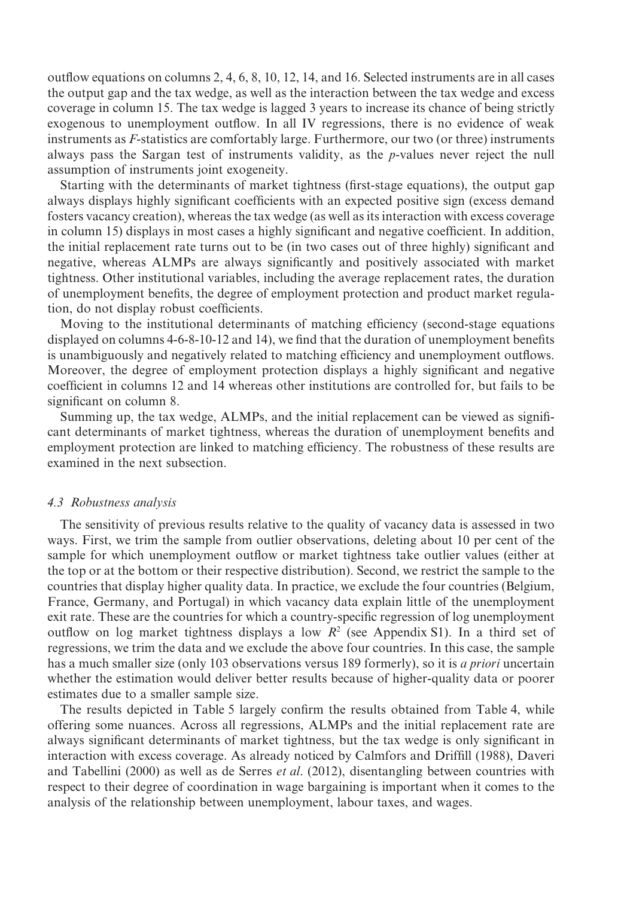outflow equations on columns 2, 4, 6, 8, 10, 12, 14, and 16. Selected instruments are in all cases the output gap and the tax wedge, as well as the interaction between the tax wedge and excess coverage in column 15. The tax wedge is lagged 3 years to increase its chance of being strictly exogenous to unemployment outflow. In all IV regressions, there is no evidence of weak instruments as *F*-statistics are comfortably large. Furthermore, our two (or three) instruments always pass the Sargan test of instruments validity, as the *p*-values never reject the null assumption of instruments joint exogeneity.

Starting with the determinants of market tightness (first-stage equations), the output gap always displays highly significant coefficients with an expected positive sign (excess demand fosters vacancy creation), whereas the tax wedge (as well as its interaction with excess coverage in column 15) displays in most cases a highly significant and negative coefficient. In addition, the initial replacement rate turns out to be (in two cases out of three highly) significant and negative, whereas ALMPs are always significantly and positively associated with market tightness. Other institutional variables, including the average replacement rates, the duration of unemployment benefits, the degree of employment protection and product market regulation, do not display robust coefficients.

Moving to the institutional determinants of matching efficiency (second-stage equations displayed on columns 4-6-8-10-12 and 14), we find that the duration of unemployment benefits is unambiguously and negatively related to matching efficiency and unemployment outflows. Moreover, the degree of employment protection displays a highly significant and negative coefficient in columns 12 and 14 whereas other institutions are controlled for, but fails to be significant on column 8.

Summing up, the tax wedge, ALMPs, and the initial replacement can be viewed as significant determinants of market tightness, whereas the duration of unemployment benefits and employment protection are linked to matching efficiency. The robustness of these results are examined in the next subsection.

### *4.3 Robustness analysis*

The sensitivity of previous results relative to the quality of vacancy data is assessed in two ways. First, we trim the sample from outlier observations, deleting about 10 per cent of the sample for which unemployment outflow or market tightness take outlier values (either at the top or at the bottom or their respective distribution). Second, we restrict the sample to the countries that display higher quality data. In practice, we exclude the four countries (Belgium, France, Germany, and Portugal) in which vacancy data explain little of the unemployment exit rate. These are the countries for which a country-specific regression of log unemployment outflow on log market tightness displays a low $R^2$ (see Appendix S1). In a third set of regressions, we trim the data and we exclude the above four countries. In this case, the sample has a much smaller size (only 103 observations versus 189 formerly), so it is *a priori* uncertain whether the estimation would deliver better results because of higher-quality data or poorer estimates due to a smaller sample size.

The results depicted in Table 5 largely confirm the results obtained from Table 4, while offering some nuances. Across all regressions, ALMPs and the initial replacement rate are always significant determinants of market tightness, but the tax wedge is only significant in interaction with excess coverage. As already noticed by Calmfors and Driffill (1988), Daveri and Tabellini (2000) as well as de Serres *et al*. (2012), disentangling between countries with respect to their degree of coordination in wage bargaining is important when it comes to the analysis of the relationship between unemployment, labour taxes, and wages.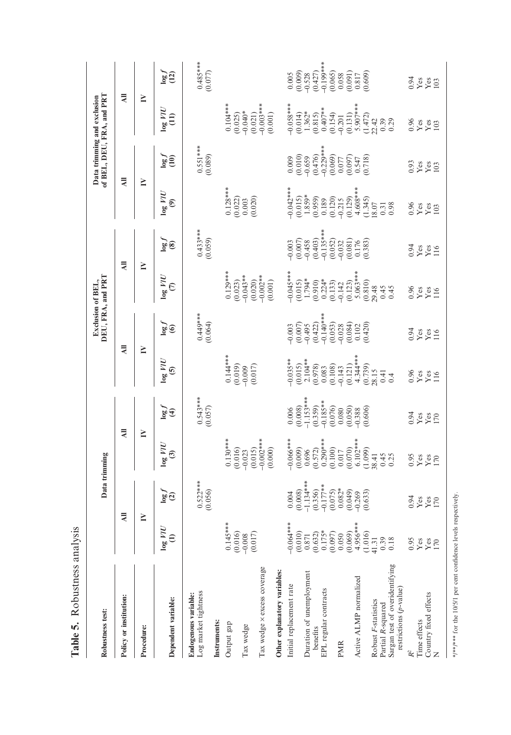**Table 5.** Robustness analysis

| Robustness test: | Data trimming | | | | Exclusion of BEL, DEU, FRA, and PRT | | | | Data trimming and exclusion of BEL, DEU, FRA, and PRT | | | |
|---|---|---|---|---|---|---|---|---|---|---|---|---|
| Policy or institution: | All | | All | | All | | All | | All | | All | |
| Procedure: | IV | | IV | | IV | | IV | | IV | | IV | |
| Dependent variable: | log *V/U* (1) | log *f* (2) | log *V/U* (3) | log *f* (4) | log *V/U* (5) | log *f* (6) | log *V/U* (7) | log *f* (8) | log *V/U* (9) | log *f* (10) | log *V/U* (11) | log *f* (12) |
| **Endogenous variable:** | | | | | | | | | | | | |
| Log market tightness | | 0.522*** | | 0.543*** | | 0.449*** | | 0.433*** | | 0.551*** | | 0.485*** |
| | | (0.056) | | (0.057) | | (0.064) | | (0.059) | | (0.089) | | (0.077) |
| **Instruments:** | | | | | | | | | | | | |
| Output gap | 0.145*** | | 0.130*** | | 0.144*** | | 0.129*** | | 0.128*** | | 0.104*** | |
| | (0.016) | | (0.016) | | (0.019) | | (0.023) | | (0.022) | | (0.025) | |
| Tax wedge | −0.008 | | −0.023 | | −0.009 | | −0.043** | | 0.003 | | −0.040* | |
| | (0.017) | | (0.015) | | (0.017) | | (0.020) | | (0.020) | | (0.021) | |
| Tax wedge × excess coverage | | | −0.002*** | | | | −0.002** | | | | −0.003*** | |
| | | | (0.000) | | | | (0.001) | | | | (0.001) | |
| **Other explanatory variables:** | | | | | | | | | | | | |
| Initial replacement rate | −0.064*** | 0.004 | −0.066*** | 0.006 | −0.035** | −0.003 | −0.045*** | −0.003 | −0.042*** | 0.009 | −0.058*** | 0.005 |
| | (0.010) | (0.008) | (0.009) | (0.008) | (0.015) | (0.007) | (0.015) | (0.007) | (0.015) | (0.010) | (0.014) | (0.009) |
| Duration of unemployment benefits | 0.871 | −1.134*** | 0.696 | −1.153*** | 2.104** | −0.495 | 1.794* | −0.458 | 1.859* | −0.659 | 1.362* | −0.528 |
| | (0.632) | (0.356) | (0.572) | (0.359) | (0.978) | (0.422) | (0.910) | (0.403) | (0.959) | (0.476) | (0.815) | (0.427) |
| EPL regular contracts | 0.175* | −0.177** | 0.290*** | −0.185** | 0.083 | −0.140*** | 0.224* | −0.135*** | 0.189 | −0.229*** | 0.407** | −0.199*** |
| | (0.097) | (0.075) | (0.100) | (0.076) | (0.108) | (0.053) | (0.133) | (0.052) | (0.120) | (0.069) | (0.154) | (0.065) |
| PMR | 0.050 | 0.082* | 0.017 | 0.080 | −0.143 | −0.028 | −0.142 | −0.032 | −0.215 | 0.077 | −0.201 | 0.058 |
| | (0.069) | (0.049) | (0.070) | (0.050) | (0.121) | (0.084) | (0.123) | (0.081) | (0.129) | (0.097) | (0.131) | (0.091) |
| Active ALMP normalized | 4.956*** | −0.269 | 6.102*** | −0.388 | 4.344*** | 0.102 | 5.063*** | 0.176 | 4.608*** | 0.547 | 5.907*** | 0.817 |
| | (1.016) | (0.633) | (1.099) | (0.606) | (0.739) | (0.420) | (0.810) | (0.383) | (1.345) | (0.718) | (1.472) | (0.609) |
| Robust *F*-statistics | 41.31 | | 38.41 | | 28.15 | | 29.48 | | 18.07 | | 22.42 | |
| Partial *R*-squared | 0.39 | | 0.45 | | 0.41 | | 0.45 | | 0.31 | | 0.39 | |
| Sargan test of overidentifying restrictions (*p*-value) | 0.18 | | 0.25 | | 0.4 | | 0.45 | | 0.98 | | 0.29 | |
| $R^2$ | 0.95 | 0.94 | 0.95 | 0.94 | 0.96 | 0.94 | 0.96 | 0.94 | 0.96 | 0.93 | 0.96 | 0.94 |
| Time effects | Yes | Yes | Yes | Yes | Yes | Yes | Yes | Yes | Yes | Yes | Yes | Yes |
| Country fixed effects | Yes | Yes | Yes | Yes | Yes | Yes | Yes | Yes | Yes | Yes | Yes | Yes |
| N | 170 | 170 | 170 | 170 | 116 | 116 | 116 | 116 | 103 | 103 | 103 | 103 |

*/**/*** for the 10/5/1 per cent confidence levels respectively.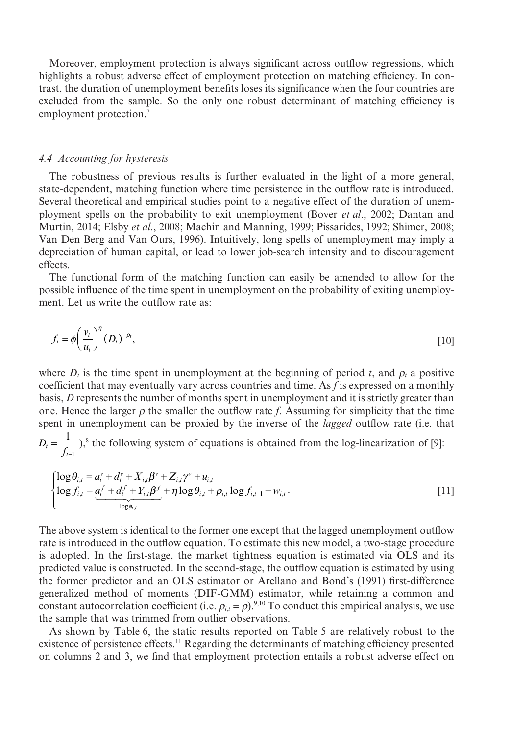Moreover, employment protection is always significant across outflow regressions, which highlights a robust adverse effect of employment protection on matching efficiency. In contrast, the duration of unemployment benefits loses its significance when the four countries are excluded from the sample. So the only one robust determinant of matching efficiency is employment protection.[7]

### 4.4 *Accounting for hysteresis*

The robustness of previous results is further evaluated in the light of a more general, state-dependent, matching function where time persistence in the outflow rate is introduced. Several theoretical and empirical studies point to a negative effect of the duration of unemployment spells on the probability to exit unemployment (Bover *et al*., 2002; Dantan and Murtin, 2014; Elsby *et al*., 2008; Machin and Manning, 1999; Pissarides, 1992; Shimer, 2008; Van Den Berg and Van Ours, 1996). Intuitively, long spells of unemployment may imply a depreciation of human capital, or lead to lower job-search intensity and to discouragement effects.

The functional form of the matching function can easily be amended to allow for the possible influence of the time spent in unemployment on the probability of exiting unemployment. Let us write the outflow rate as:

$$f_t = \phi\left(\frac{v_t}{u_t}\right)^{\eta}(D_t)^{-\rho_t}, \tag{10}$$

where $D_t$ is the time spent in unemployment at the beginning of period $t$, and $\rho_t$ a positive coefficient that may eventually vary across countries and time. As $f$ is expressed on a monthly basis, $D$ represents the number of months spent in unemployment and it is strictly greater than one. Hence the larger $\rho$ the smaller the outflow rate $f$. Assuming for simplicity that the time spent in unemployment can be proxied by the inverse of the *lagged* outflow rate (i.e. that $D_t = \frac{1}{f_{t-1}}$ ),[8] the following system of equations is obtained from the log-linearization of [9]:

$$\begin{cases} \log \theta_{i,t} = a_i^v + d_t^v + X_{i,t}\beta^v + Z_{i,t}\gamma^v + u_{i,t} \\ \log f_{i,t} = \underbrace{a_i^f + d_t^f + Y_{i,t}\beta^f}_{\log \phi_{i,t}} + \eta \log \theta_{i,t} + \rho_{i,t} \log f_{i,t-1} + w_{i,t} \end{cases}. \tag{11}$$

The above system is identical to the former one except that the lagged unemployment outflow rate is introduced in the outflow equation. To estimate this new model, a two-stage procedure is adopted. In the first-stage, the market tightness equation is estimated via OLS and its predicted value is constructed. In the second-stage, the outflow equation is estimated by using the former predictor and an OLS estimator or Arellano and Bond's (1991) first-difference generalized method of moments (DIF-GMM) estimator, while retaining a common and constant autocorrelation coefficient (i.e. $\rho_{i,t} = \rho$).[9,10] To conduct this empirical analysis, we use the sample that was trimmed from outlier observations.

As shown by Table 6, the static results reported on Table 5 are relatively robust to the existence of persistence effects.[11] Regarding the determinants of matching efficiency presented on columns 2 and 3, we find that employment protection entails a robust adverse effect on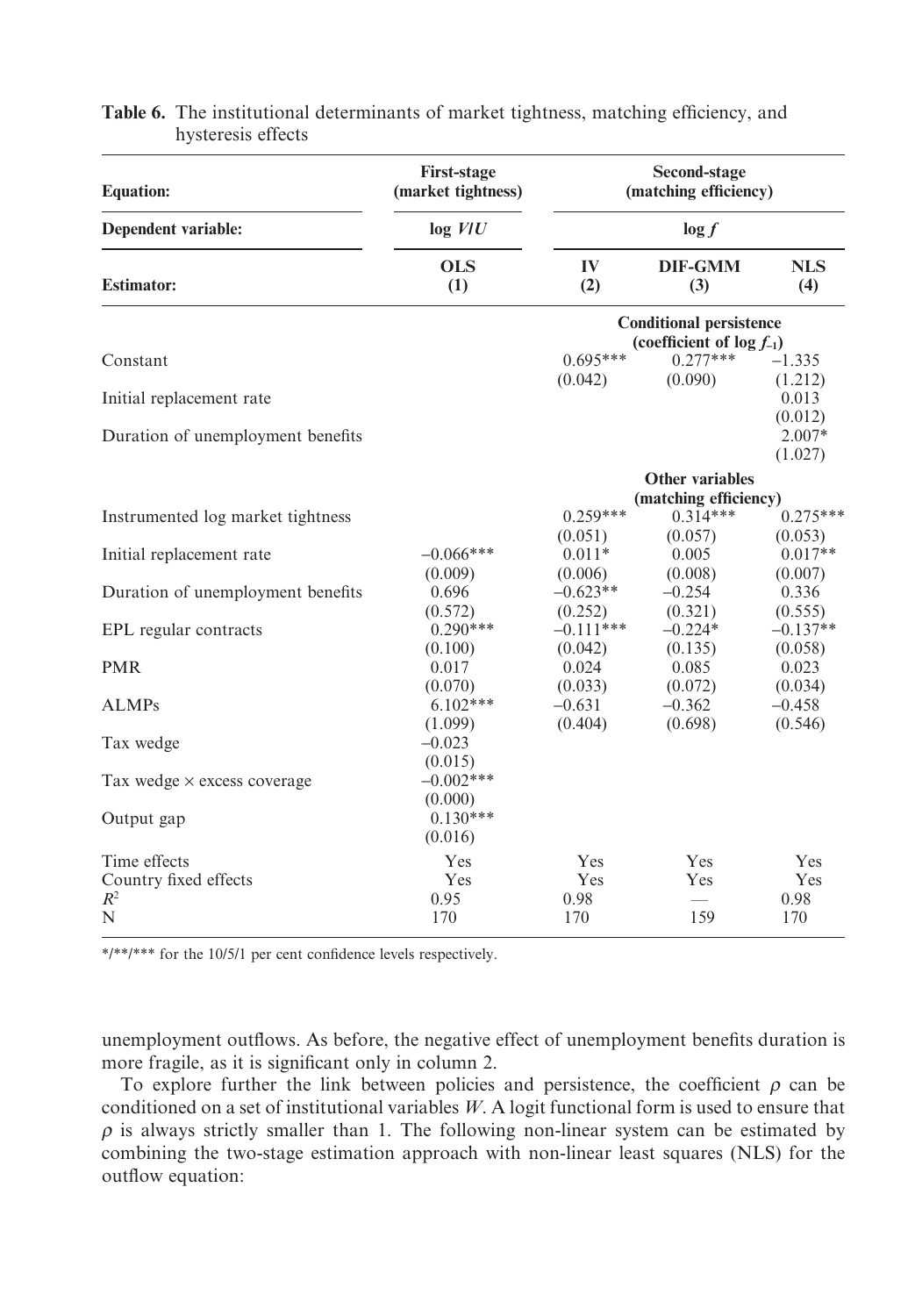**Table 6.** The institutional determinants of market tightness, matching efficiency, and hysteresis effects

| **Equation:** | **First-stage (market tightness)** | **Second-stage (matching efficiency)** | | |
|---|---|---|---|---|
| **Dependent variable:** | **log *V*/*U*** | **log *f*** | | |
| **Estimator:** | **OLS (1)** | **IV (2)** | **DIF-GMM (3)** | **NLS (4)** |
| | | **Conditional persistence (coefficient of log $f_{-1}$)** | | |
| Constant | | 0.695*** | 0.277*** | −1.335 |
| | | (0.042) | (0.090) | (1.212) |
| Initial replacement rate | | | | 0.013 |
| | | | | (0.012) |
| Duration of unemployment benefits | | | | 2.007* |
| | | | | (1.027) |
| | | **Other variables (matching efficiency)** | | |
| Instrumented log market tightness | | 0.259*** | 0.314*** | 0.275*** |
| | | (0.051) | (0.057) | (0.053) |
| Initial replacement rate | −0.066*** | 0.011* | 0.005 | 0.017** |
| | (0.009) | (0.006) | (0.008) | (0.007) |
| Duration of unemployment benefits | 0.696 | −0.623** | −0.254 | 0.336 |
| | (0.572) | (0.252) | (0.321) | (0.555) |
| EPL regular contracts | 0.290*** | −0.111*** | −0.224* | −0.137** |
| | (0.100) | (0.042) | (0.135) | (0.058) |
| PMR | 0.017 | 0.024 | 0.085 | 0.023 |
| | (0.070) | (0.033) | (0.072) | (0.034) |
| ALMPs | 6.102*** | −0.631 | −0.362 | −0.458 |
| | (1.099) | (0.404) | (0.698) | (0.546) |
| Tax wedge | −0.023 | | | |
| | (0.015) | | | |
| Tax wedge × excess coverage | −0.002*** | | | |
| | (0.000) | | | |
| Output gap | 0.130*** | | | |
| | (0.016) | | | |
| Time effects | Yes | Yes | Yes | Yes |
| Country fixed effects | Yes | Yes | Yes | Yes |
| $R^2$ | 0.95 | 0.98 | — | 0.98 |
| N | 170 | 170 | 159 | 170 |

*/**/*** for the 10/5/1 per cent confidence levels respectively.

unemployment outflows. As before, the negative effect of unemployment benefits duration is more fragile, as it is significant only in column 2.

To explore further the link between policies and persistence, the coefficient $\rho$ can be conditioned on a set of institutional variables $W$. A logit functional form is used to ensure that $\rho$ is always strictly smaller than 1. The following non-linear system can be estimated by combining the two-stage estimation approach with non-linear least squares (NLS) for the outflow equation: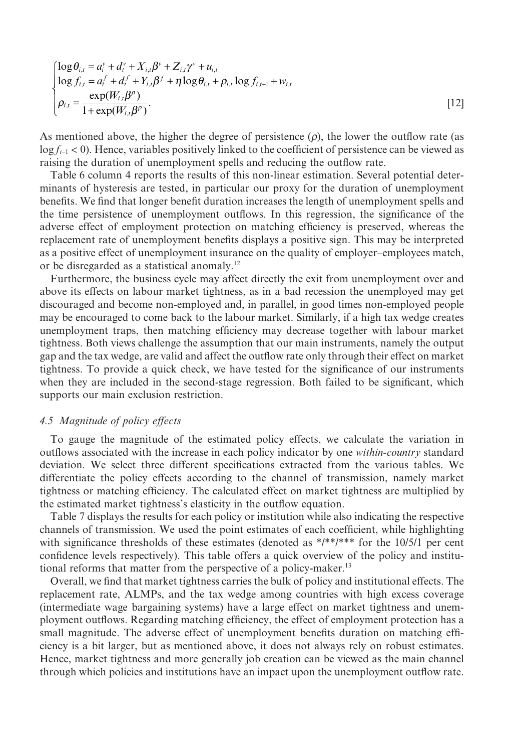$$
\begin{cases}
\log\theta_{i,t} = a_i^v + d_t^v + X_{i,t}\beta^v + Z_{i,t}\gamma^v + u_{i,t} \\
\log f_{i,t} = a_i^f + d_t^f + Y_{i,t}\beta^f + \eta\log\theta_{i,t} + \rho_{i,t}\log f_{i,t-1} + w_{i,t} \\
\rho_{i,t} = \dfrac{\exp(W_{i,t}\beta^\rho)}{1+\exp(W_{i,t}\beta^\rho)}.
\end{cases}
\qquad [12]
$$

As mentioned above, the higher the degree of persistence ($\rho$), the lower the outflow rate (as $\log f_{t-1} < 0$). Hence, variables positively linked to the coefficient of persistence can be viewed as raising the duration of unemployment spells and reducing the outflow rate.

Table 6 column 4 reports the results of this non-linear estimation. Several potential determinants of hysteresis are tested, in particular our proxy for the duration of unemployment benefits. We find that longer benefit duration increases the length of unemployment spells and the time persistence of unemployment outflows. In this regression, the significance of the adverse effect of employment protection on matching efficiency is preserved, whereas the replacement rate of unemployment benefits displays a positive sign. This may be interpreted as a positive effect of unemployment insurance on the quality of employer–employees match, or be disregarded as a statistical anomaly.[12]

Furthermore, the business cycle may affect directly the exit from unemployment over and above its effects on labour market tightness, as in a bad recession the unemployed may get discouraged and become non-employed and, in parallel, in good times non-employed people may be encouraged to come back to the labour market. Similarly, if a high tax wedge creates unemployment traps, then matching efficiency may decrease together with labour market tightness. Both views challenge the assumption that our main instruments, namely the output gap and the tax wedge, are valid and affect the outflow rate only through their effect on market tightness. To provide a quick check, we have tested for the significance of our instruments when they are included in the second-stage regression. Both failed to be significant, which supports our main exclusion restriction.

### *4.5 Magnitude of policy effects*

To gauge the magnitude of the estimated policy effects, we calculate the variation in outflows associated with the increase in each policy indicator by one *within-country* standard deviation. We select three different specifications extracted from the various tables. We differentiate the policy effects according to the channel of transmission, namely market tightness or matching efficiency. The calculated effect on market tightness are multiplied by the estimated market tightness's elasticity in the outflow equation.

Table 7 displays the results for each policy or institution while also indicating the respective channels of transmission. We used the point estimates of each coefficient, while highlighting with significance thresholds of these estimates (denoted as */**/*** for the 10/5/1 per cent confidence levels respectively). This table offers a quick overview of the policy and institutional reforms that matter from the perspective of a policy-maker.[13]

Overall, we find that market tightness carries the bulk of policy and institutional effects. The replacement rate, ALMPs, and the tax wedge among countries with high excess coverage (intermediate wage bargaining systems) have a large effect on market tightness and unemployment outflows. Regarding matching efficiency, the effect of employment protection has a small magnitude. The adverse effect of unemployment benefits duration on matching efficiency is a bit larger, but as mentioned above, it does not always rely on robust estimates. Hence, market tightness and more generally job creation can be viewed as the main channel through which policies and institutions have an impact upon the unemployment outflow rate.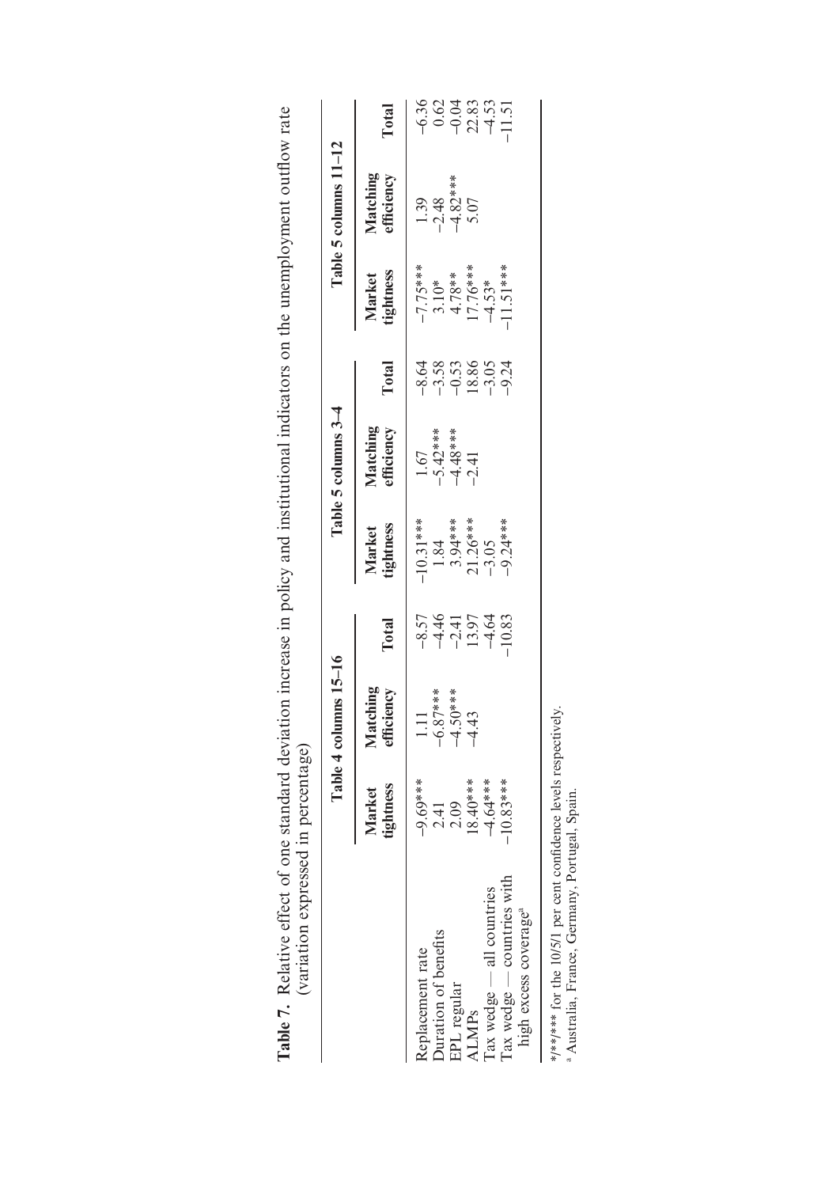**Table 7.** Relative effect of one standard deviation increase in policy and institutional indicators on the unemployment outflow rate (variation expressed in percentage)

| | Table 4 columns 15–16 | | | Table 5 columns 3–4 | | | Table 5 columns 11–12 | | |
|---|---|---|---|---|---|---|---|---|---|
| | Market tightness | Matching efficiency | Total | Market tightness | Matching efficiency | Total | Market tightness | Matching efficiency | Total |
| Replacement rate | −9.69*** | 1.11 | −8.57 | −10.31*** | 1.67 | −8.64 | −7.75*** | 1.39 | −6.36 |
| Duration of benefits | 2.41 | −6.87*** | −4.46 | 1.84 | −5.42*** | −3.58 | 3.10* | −2.48 | 0.62 |
| EPL regular | 2.09 | −4.50*** | −2.41 | 3.94*** | −4.48*** | −0.53 | 4.78** | −4.82*** | −0.04 |
| ALMPs | 18.40*** | −4.43 | 13.97 | 21.26*** | −2.41 | 18.86 | 17.76*** | 5.07 | 22.83 |
| Tax wedge — all countries | −4.64*** | | −4.64 | −3.05 | | −3.05 | −4.53* | | −4.53 |
| Tax wedge — countries with high excess coverage[a] | −10.83*** | | −10.83 | −9.24*** | | −9.24 | −11.51*** | | −11.51 |

*/**/*** for the 10/5/1 per cent confidence levels respectively.
[a] Australia, France, Germany, Portugal, Spain.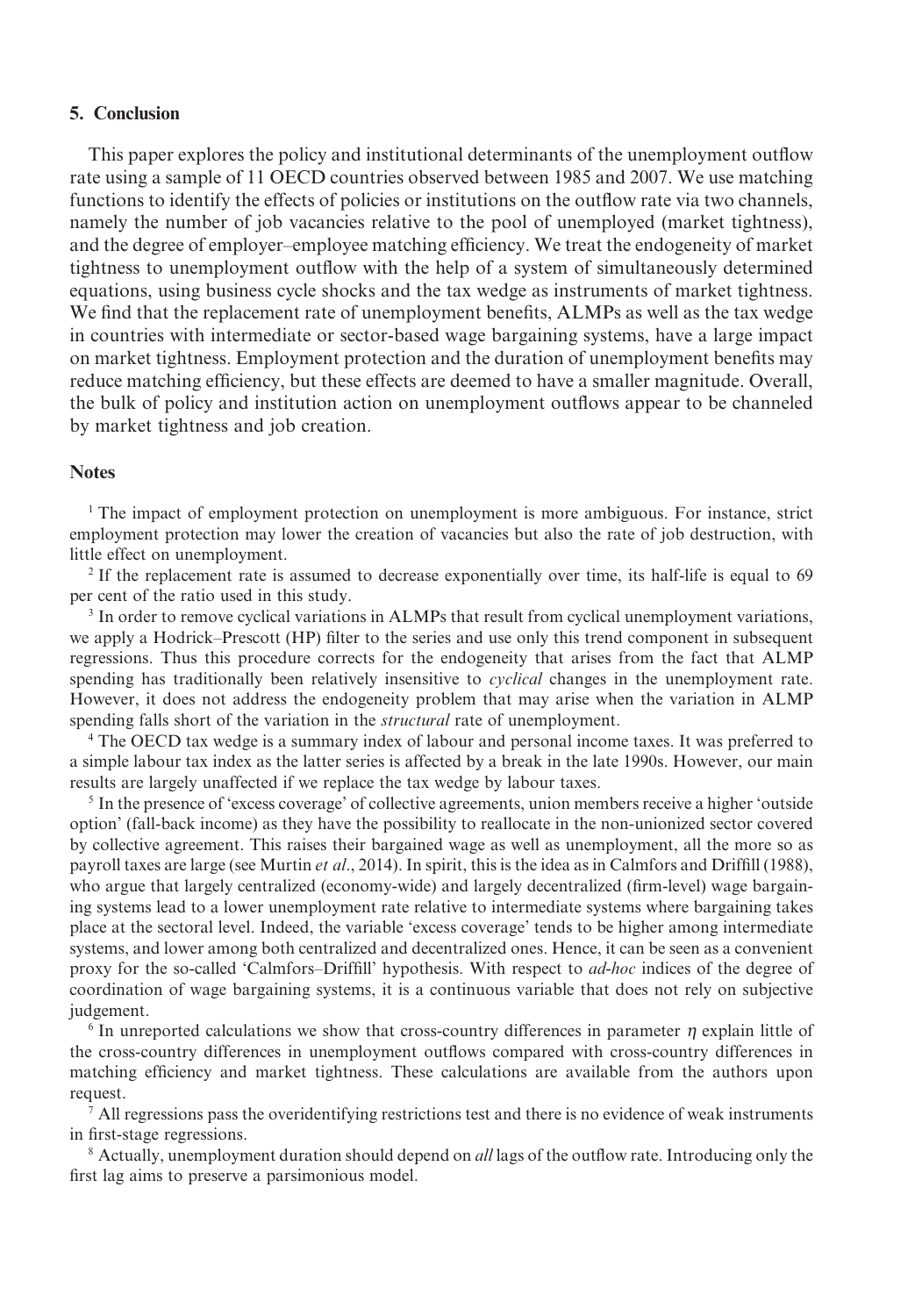## 5. Conclusion

This paper explores the policy and institutional determinants of the unemployment outflow rate using a sample of 11 OECD countries observed between 1985 and 2007. We use matching functions to identify the effects of policies or institutions on the outflow rate via two channels, namely the number of job vacancies relative to the pool of unemployed (market tightness), and the degree of employer–employee matching efficiency. We treat the endogeneity of market tightness to unemployment outflow with the help of a system of simultaneously determined equations, using business cycle shocks and the tax wedge as instruments of market tightness. We find that the replacement rate of unemployment benefits, ALMPs as well as the tax wedge in countries with intermediate or sector-based wage bargaining systems, have a large impact on market tightness. Employment protection and the duration of unemployment benefits may reduce matching efficiency, but these effects are deemed to have a smaller magnitude. Overall, the bulk of policy and institution action on unemployment outflows appear to be channeled by market tightness and job creation.

## Notes

[1] The impact of employment protection on unemployment is more ambiguous. For instance, strict employment protection may lower the creation of vacancies but also the rate of job destruction, with little effect on unemployment.

[2] If the replacement rate is assumed to decrease exponentially over time, its half-life is equal to 69 per cent of the ratio used in this study.

[3] In order to remove cyclical variations in ALMPs that result from cyclical unemployment variations, we apply a Hodrick–Prescott (HP) filter to the series and use only this trend component in subsequent regressions. Thus this procedure corrects for the endogeneity that arises from the fact that ALMP spending has traditionally been relatively insensitive to *cyclical* changes in the unemployment rate. However, it does not address the endogeneity problem that may arise when the variation in ALMP spending falls short of the variation in the *structural* rate of unemployment.

[4] The OECD tax wedge is a summary index of labour and personal income taxes. It was preferred to a simple labour tax index as the latter series is affected by a break in the late 1990s. However, our main results are largely unaffected if we replace the tax wedge by labour taxes.

[5] In the presence of 'excess coverage' of collective agreements, union members receive a higher 'outside option' (fall-back income) as they have the possibility to reallocate in the non-unionized sector covered by collective agreement. This raises their bargained wage as well as unemployment, all the more so as payroll taxes are large (see Murtin *et al.*, 2014). In spirit, this is the idea as in Calmfors and Driffill (1988), who argue that largely centralized (economy-wide) and largely decentralized (firm-level) wage bargaining systems lead to a lower unemployment rate relative to intermediate systems where bargaining takes place at the sectoral level. Indeed, the variable 'excess coverage' tends to be higher among intermediate systems, and lower among both centralized and decentralized ones. Hence, it can be seen as a convenient proxy for the so-called 'Calmfors–Driffill' hypothesis. With respect to *ad-hoc* indices of the degree of coordination of wage bargaining systems, it is a continuous variable that does not rely on subjective judgement.

[6] In unreported calculations we show that cross-country differences in parameter $\eta$ explain little of the cross-country differences in unemployment outflows compared with cross-country differences in matching efficiency and market tightness. These calculations are available from the authors upon request.

[7] All regressions pass the overidentifying restrictions test and there is no evidence of weak instruments in first-stage regressions.

[8] Actually, unemployment duration should depend on *all* lags of the outflow rate. Introducing only the first lag aims to preserve a parsimonious model.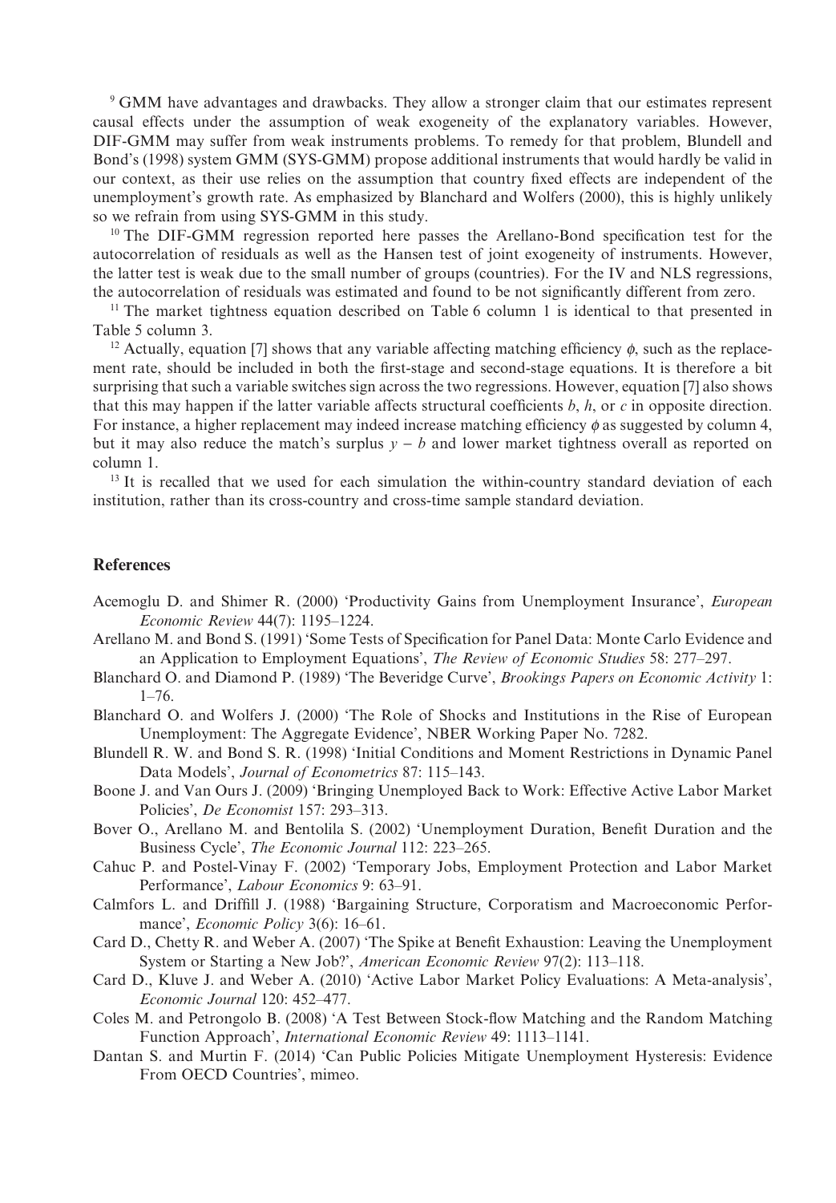[9] GMM have advantages and drawbacks. They allow a stronger claim that our estimates represent causal effects under the assumption of weak exogeneity of the explanatory variables. However, DIF-GMM may suffer from weak instruments problems. To remedy for that problem, Blundell and Bond's (1998) system GMM (SYS-GMM) propose additional instruments that would hardly be valid in our context, as their use relies on the assumption that country fixed effects are independent of the unemployment's growth rate. As emphasized by Blanchard and Wolfers (2000), this is highly unlikely so we refrain from using SYS-GMM in this study.

[10] The DIF-GMM regression reported here passes the Arellano-Bond specification test for the autocorrelation of residuals as well as the Hansen test of joint exogeneity of instruments. However, the latter test is weak due to the small number of groups (countries). For the IV and NLS regressions, the autocorrelation of residuals was estimated and found to be not significantly different from zero.

[11] The market tightness equation described on Table 6 column 1 is identical to that presented in Table 5 column 3.

[12] Actually, equation [7] shows that any variable affecting matching efficiency $\phi$, such as the replacement rate, should be included in both the first-stage and second-stage equations. It is therefore a bit surprising that such a variable switches sign across the two regressions. However, equation [7] also shows that this may happen if the latter variable affects structural coefficients $b$, $h$, or $c$ in opposite direction. For instance, a higher replacement may indeed increase matching efficiency $\phi$ as suggested by column 4, but it may also reduce the match's surplus $y - b$ and lower market tightness overall as reported on column 1.

[13] It is recalled that we used for each simulation the within-country standard deviation of each institution, rather than its cross-country and cross-time sample standard deviation.

## References

Acemoglu D. and Shimer R. (2000) 'Productivity Gains from Unemployment Insurance', *European Economic Review* 44(7): 1195–1224.

Arellano M. and Bond S. (1991) 'Some Tests of Specification for Panel Data: Monte Carlo Evidence and an Application to Employment Equations', *The Review of Economic Studies* 58: 277–297.

Blanchard O. and Diamond P. (1989) 'The Beveridge Curve', *Brookings Papers on Economic Activity* 1: 1–76.

Blanchard O. and Wolfers J. (2000) 'The Role of Shocks and Institutions in the Rise of European Unemployment: The Aggregate Evidence', NBER Working Paper No. 7282.

Blundell R. W. and Bond S. R. (1998) 'Initial Conditions and Moment Restrictions in Dynamic Panel Data Models', *Journal of Econometrics* 87: 115–143.

Boone J. and Van Ours J. (2009) 'Bringing Unemployed Back to Work: Effective Active Labor Market Policies', *De Economist* 157: 293–313.

Bover O., Arellano M. and Bentolila S. (2002) 'Unemployment Duration, Benefit Duration and the Business Cycle', *The Economic Journal* 112: 223–265.

Cahuc P. and Postel-Vinay F. (2002) 'Temporary Jobs, Employment Protection and Labor Market Performance', *Labour Economics* 9: 63–91.

Calmfors L. and Driffill J. (1988) 'Bargaining Structure, Corporatism and Macroeconomic Performance', *Economic Policy* 3(6): 16–61.

Card D., Chetty R. and Weber A. (2007) 'The Spike at Benefit Exhaustion: Leaving the Unemployment System or Starting a New Job?', *American Economic Review* 97(2): 113–118.

Card D., Kluve J. and Weber A. (2010) 'Active Labor Market Policy Evaluations: A Meta-analysis', *Economic Journal* 120: 452–477.

Coles M. and Petrongolo B. (2008) 'A Test Between Stock-flow Matching and the Random Matching Function Approach', *International Economic Review* 49: 1113–1141.

Dantan S. and Murtin F. (2014) 'Can Public Policies Mitigate Unemployment Hysteresis: Evidence From OECD Countries', mimeo.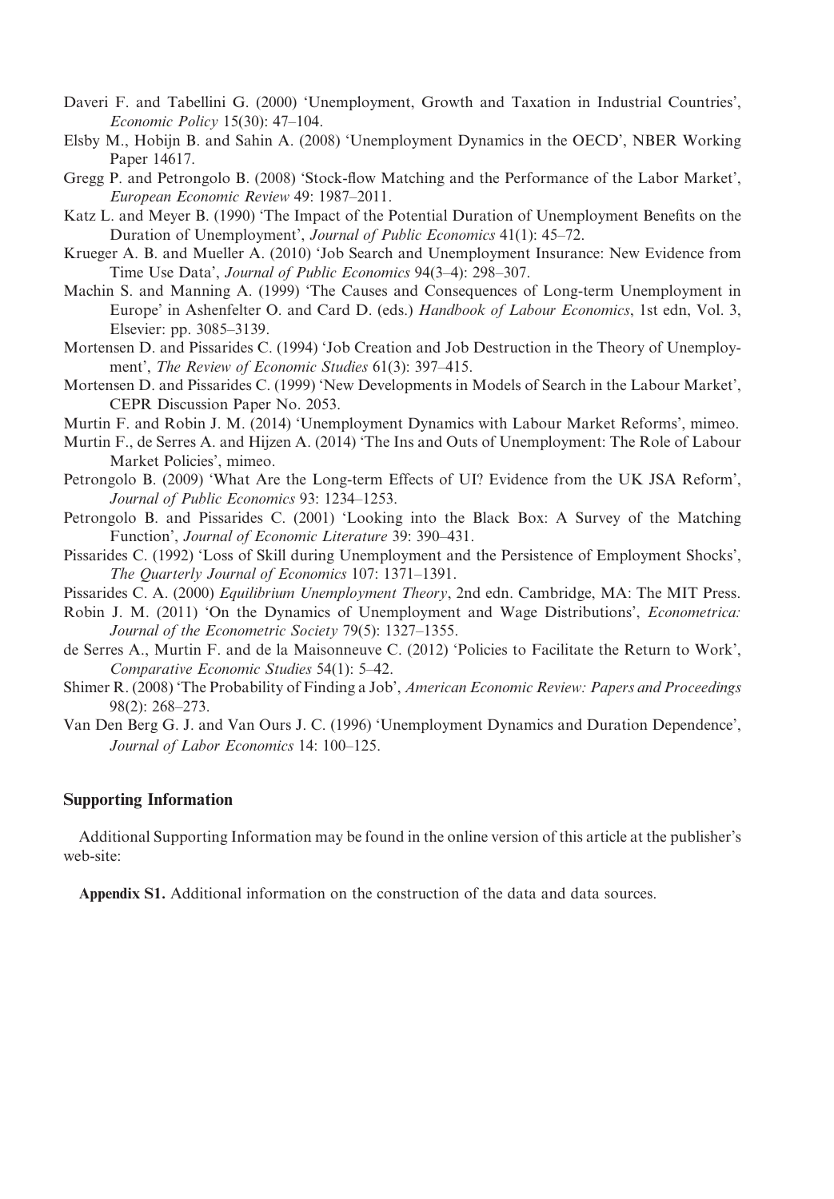Daveri F. and Tabellini G. (2000) 'Unemployment, Growth and Taxation in Industrial Countries', *Economic Policy* 15(30): 47–104.

Elsby M., Hobijn B. and Sahin A. (2008) 'Unemployment Dynamics in the OECD', NBER Working Paper 14617.

Gregg P. and Petrongolo B. (2008) 'Stock-flow Matching and the Performance of the Labor Market', *European Economic Review* 49: 1987–2011.

Katz L. and Meyer B. (1990) 'The Impact of the Potential Duration of Unemployment Benefits on the Duration of Unemployment', *Journal of Public Economics* 41(1): 45–72.

Krueger A. B. and Mueller A. (2010) 'Job Search and Unemployment Insurance: New Evidence from Time Use Data', *Journal of Public Economics* 94(3–4): 298–307.

Machin S. and Manning A. (1999) 'The Causes and Consequences of Long-term Unemployment in Europe' in Ashenfelter O. and Card D. (eds.) *Handbook of Labour Economics*, 1st edn, Vol. 3, Elsevier: pp. 3085–3139.

Mortensen D. and Pissarides C. (1994) 'Job Creation and Job Destruction in the Theory of Unemployment', *The Review of Economic Studies* 61(3): 397–415.

Mortensen D. and Pissarides C. (1999) 'New Developments in Models of Search in the Labour Market', CEPR Discussion Paper No. 2053.

Murtin F. and Robin J. M. (2014) 'Unemployment Dynamics with Labour Market Reforms', mimeo.

Murtin F., de Serres A. and Hijzen A. (2014) 'The Ins and Outs of Unemployment: The Role of Labour Market Policies', mimeo.

Petrongolo B. (2009) 'What Are the Long-term Effects of UI? Evidence from the UK JSA Reform', *Journal of Public Economics* 93: 1234–1253.

Petrongolo B. and Pissarides C. (2001) 'Looking into the Black Box: A Survey of the Matching Function', *Journal of Economic Literature* 39: 390–431.

Pissarides C. (1992) 'Loss of Skill during Unemployment and the Persistence of Employment Shocks', *The Quarterly Journal of Economics* 107: 1371–1391.

Pissarides C. A. (2000) *Equilibrium Unemployment Theory*, 2nd edn. Cambridge, MA: The MIT Press.

Robin J. M. (2011) 'On the Dynamics of Unemployment and Wage Distributions', *Econometrica: Journal of the Econometric Society* 79(5): 1327–1355.

de Serres A., Murtin F. and de la Maisonneuve C. (2012) 'Policies to Facilitate the Return to Work', *Comparative Economic Studies* 54(1): 5–42.

Shimer R. (2008) 'The Probability of Finding a Job', *American Economic Review: Papers and Proceedings* 98(2): 268–273.

Van Den Berg G. J. and Van Ours J. C. (1996) 'Unemployment Dynamics and Duration Dependence', *Journal of Labor Economics* 14: 100–125.

## Supporting Information

Additional Supporting Information may be found in the online version of this article at the publisher's web-site:

**Appendix S1.** Additional information on the construction of the data and data sources.